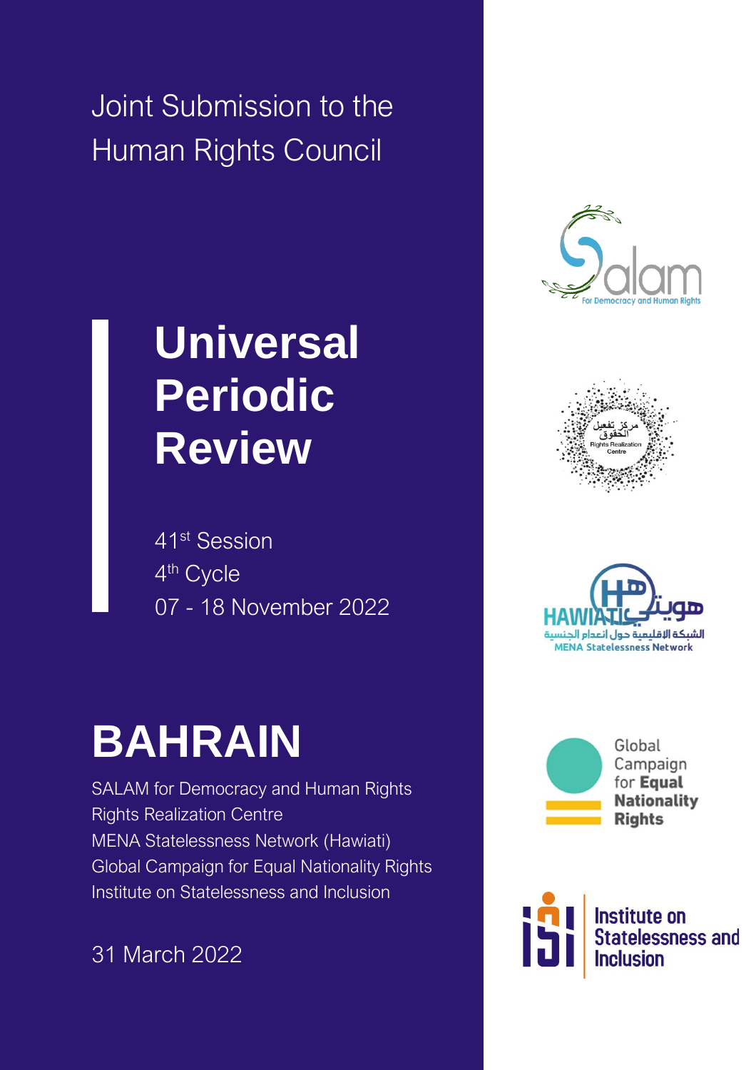Joint Submission to the Human Rights Council

# Universal Periodic Review

41st Session
4th Cycle
07 - 18 November 2022

# BAHRAIN

SALAM for Democracy and Human Rights
Rights Realization Centre
MENA Statelessness Network (Hawiati)
Global Campaign for Equal Nationality Rights
Institute on Statelessness and Inclusion

31 March 2022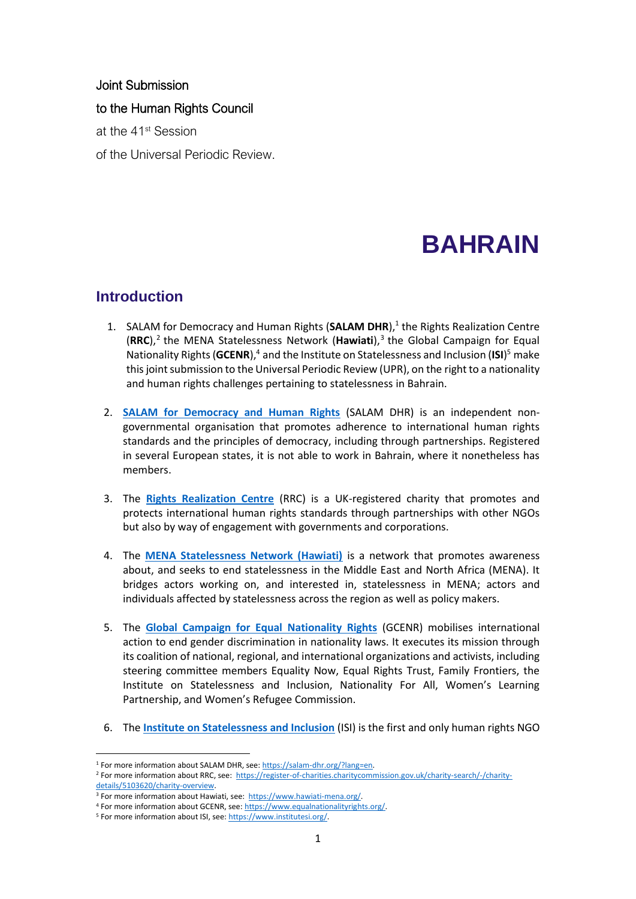Joint Submission

to the Human Rights Council

at the 41st Session

of the Universal Periodic Review.

# BAHRAIN

## Introduction

1. SALAM for Democracy and Human Rights (**SALAM DHR**),[1] the Rights Realization Centre (**RRC**),[2] the MENA Statelessness Network (**Hawiati**),[3] the Global Campaign for Equal Nationality Rights (**GCENR**),[4] and the Institute on Statelessness and Inclusion (**ISI**)[5] make this joint submission to the Universal Periodic Review (UPR), on the right to a nationality and human rights challenges pertaining to statelessness in Bahrain.

2. **SALAM for Democracy and Human Rights** (SALAM DHR) is an independent non-governmental organisation that promotes adherence to international human rights standards and the principles of democracy, including through partnerships. Registered in several European states, it is not able to work in Bahrain, where it nonetheless has members.

3. The **Rights Realization Centre** (RRC) is a UK-registered charity that promotes and protects international human rights standards through partnerships with other NGOs but also by way of engagement with governments and corporations.

4. The **MENA Statelessness Network (Hawiati)** is a network that promotes awareness about, and seeks to end statelessness in the Middle East and North Africa (MENA). It bridges actors working on, and interested in, statelessness in MENA; actors and individuals affected by statelessness across the region as well as policy makers.

5. The **Global Campaign for Equal Nationality Rights** (GCENR) mobilises international action to end gender discrimination in nationality laws. It executes its mission through its coalition of national, regional, and international organizations and activists, including steering committee members Equality Now, Equal Rights Trust, Family Frontiers, the Institute on Statelessness and Inclusion, Nationality For All, Women's Learning Partnership, and Women's Refugee Commission.

6. The **Institute on Statelessness and Inclusion** (ISI) is the first and only human rights NGO

---

[1] For more information about SALAM DHR, see: https://salam-dhr.org/?lang=en.

[2] For more information about RRC, see: https://register-of-charities.charitycommission.gov.uk/charity-search/-/charity-details/5103620/charity-overview.

[3] For more information about Hawiati, see: https://www.hawiati-mena.org/.

[4] For more information about GCENR, see: https://www.equalnationalityrights.org/.

[5] For more information about ISI, see: https://www.institutesi.org/.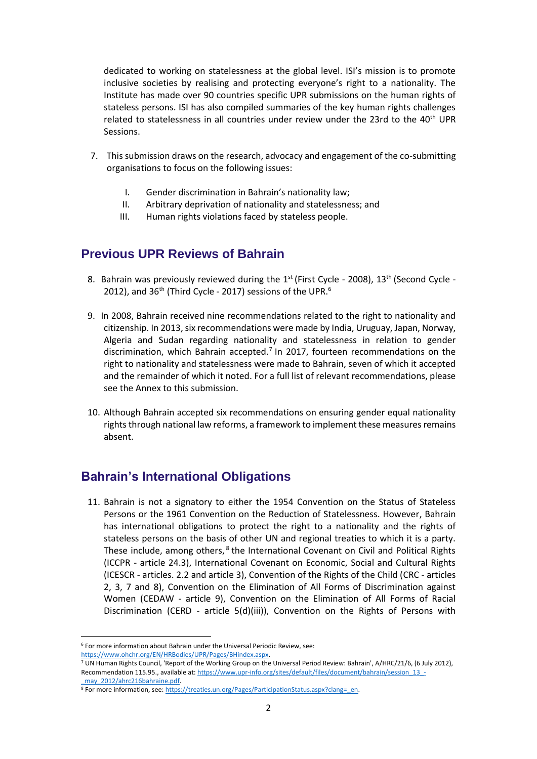dedicated to working on statelessness at the global level. ISI's mission is to promote inclusive societies by realising and protecting everyone's right to a nationality. The Institute has made over 90 countries specific UPR submissions on the human rights of stateless persons. ISI has also compiled summaries of the key human rights challenges related to statelessness in all countries under review under the 23rd to the 40th UPR Sessions.

7. This submission draws on the research, advocacy and engagement of the co-submitting organisations to focus on the following issues:

   I. Gender discrimination in Bahrain's nationality law;
   II. Arbitrary deprivation of nationality and statelessness; and
   III. Human rights violations faced by stateless people.

## Previous UPR Reviews of Bahrain

8. Bahrain was previously reviewed during the 1st (First Cycle - 2008), 13th (Second Cycle - 2012), and 36th (Third Cycle - 2017) sessions of the UPR.[6]

9. In 2008, Bahrain received nine recommendations related to the right to nationality and citizenship. In 2013, six recommendations were made by India, Uruguay, Japan, Norway, Algeria and Sudan regarding nationality and statelessness in relation to gender discrimination, which Bahrain accepted.[7] In 2017, fourteen recommendations on the right to nationality and statelessness were made to Bahrain, seven of which it accepted and the remainder of which it noted. For a full list of relevant recommendations, please see the Annex to this submission.

10. Although Bahrain accepted six recommendations on ensuring gender equal nationality rights through national law reforms, a framework to implement these measures remains absent.

## Bahrain's International Obligations

11. Bahrain is not a signatory to either the 1954 Convention on the Status of Stateless Persons or the 1961 Convention on the Reduction of Statelessness. However, Bahrain has international obligations to protect the right to a nationality and the rights of stateless persons on the basis of other UN and regional treaties to which it is a party. These include, among others,[8] the International Covenant on Civil and Political Rights (ICCPR - article 24.3), International Covenant on Economic, Social and Cultural Rights (ICESCR - articles. 2.2 and article 3), Convention of the Rights of the Child (CRC - articles 2, 3, 7 and 8), Convention on the Elimination of All Forms of Discrimination against Women (CEDAW - article 9), Convention on the Elimination of All Forms of Racial Discrimination (CERD - article 5(d)(iii)), Convention on the Rights of Persons with

---

[6] For more information about Bahrain under the Universal Periodic Review, see: https://www.ohchr.org/EN/HRBodies/UPR/Pages/BHindex.aspx.

[7] UN Human Rights Council, 'Report of the Working Group on the Universal Period Review: Bahrain', A/HRC/21/6, (6 July 2012), Recommendation 115.95., available at: https://www.upr-info.org/sites/default/files/document/bahrain/session_13_-_may_2012/ahrc216bahraine.pdf.

[8] For more information, see: https://treaties.un.org/Pages/ParticipationStatus.aspx?clang=_en.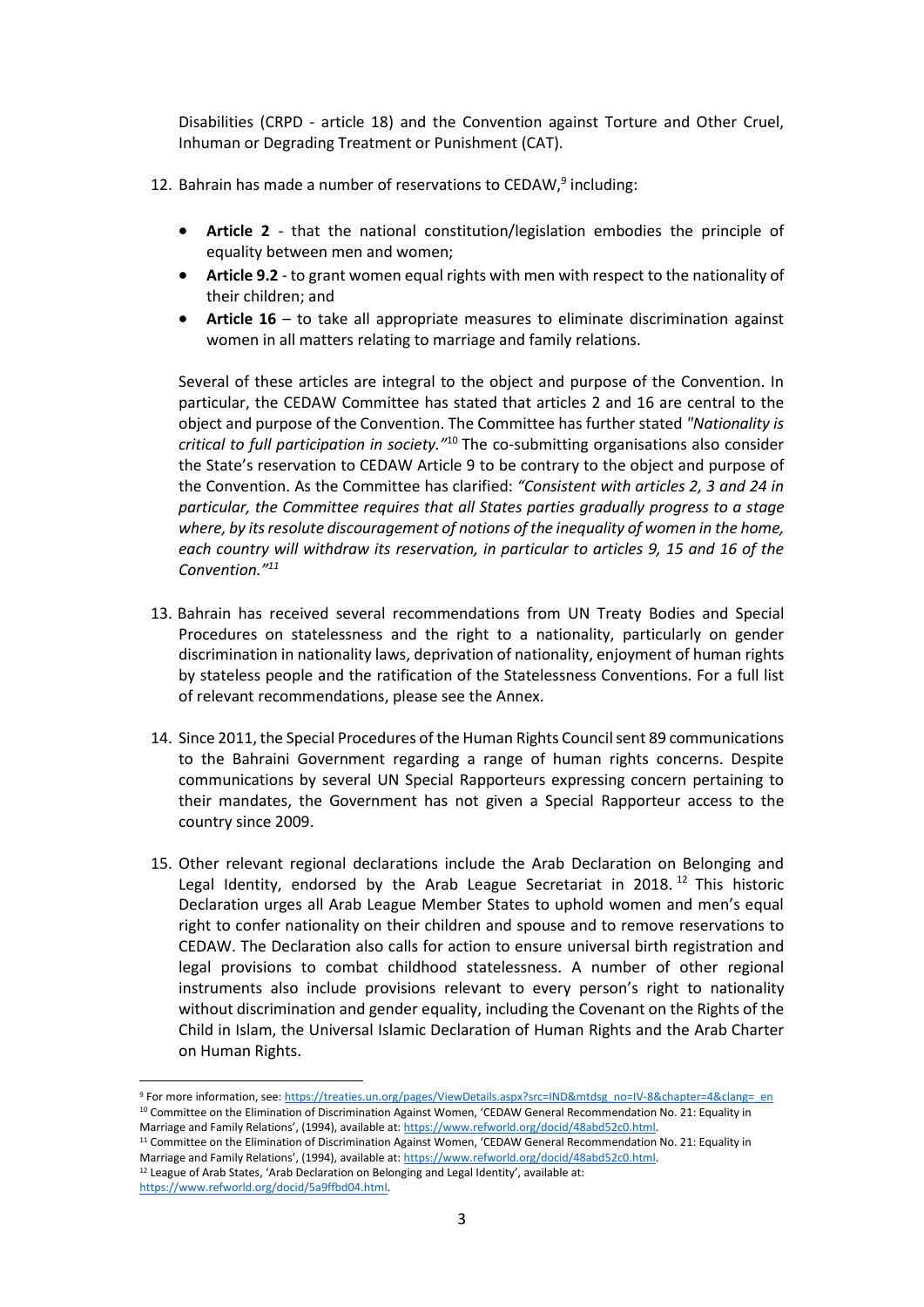Disabilities (CRPD - article 18) and the Convention against Torture and Other Cruel, Inhuman or Degrading Treatment or Punishment (CAT).

12. Bahrain has made a number of reservations to CEDAW,[9] including:

    - **Article 2** - that the national constitution/legislation embodies the principle of equality between men and women;
    - **Article 9.2** - to grant women equal rights with men with respect to the nationality of their children; and
    - **Article 16** – to take all appropriate measures to eliminate discrimination against women in all matters relating to marriage and family relations.

    Several of these articles are integral to the object and purpose of the Convention. In particular, the CEDAW Committee has stated that articles 2 and 16 are central to the object and purpose of the Convention. The Committee has further stated *"Nationality is critical to full participation in society."*[10] The co-submitting organisations also consider the State's reservation to CEDAW Article 9 to be contrary to the object and purpose of the Convention. As the Committee has clarified: *"Consistent with articles 2, 3 and 24 in particular, the Committee requires that all States parties gradually progress to a stage where, by its resolute discouragement of notions of the inequality of women in the home, each country will withdraw its reservation, in particular to articles 9, 15 and 16 of the Convention."*[11]

13. Bahrain has received several recommendations from UN Treaty Bodies and Special Procedures on statelessness and the right to a nationality, particularly on gender discrimination in nationality laws, deprivation of nationality, enjoyment of human rights by stateless people and the ratification of the Statelessness Conventions. For a full list of relevant recommendations, please see the Annex.

14. Since 2011, the Special Procedures of the Human Rights Council sent 89 communications to the Bahraini Government regarding a range of human rights concerns. Despite communications by several UN Special Rapporteurs expressing concern pertaining to their mandates, the Government has not given a Special Rapporteur access to the country since 2009.

15. Other relevant regional declarations include the Arab Declaration on Belonging and Legal Identity, endorsed by the Arab League Secretariat in 2018.[12] This historic Declaration urges all Arab League Member States to uphold women and men's equal right to confer nationality on their children and spouse and to remove reservations to CEDAW. The Declaration also calls for action to ensure universal birth registration and legal provisions to combat childhood statelessness. A number of other regional instruments also include provisions relevant to every person's right to nationality without discrimination and gender equality, including the Covenant on the Rights of the Child in Islam, the Universal Islamic Declaration of Human Rights and the Arab Charter on Human Rights.

---

[9] For more information, see: https://treaties.un.org/pages/ViewDetails.aspx?src=IND&mtdsg_no=IV-8&chapter=4&clang=_en

[10] Committee on the Elimination of Discrimination Against Women, 'CEDAW General Recommendation No. 21: Equality in Marriage and Family Relations', (1994), available at: https://www.refworld.org/docid/48abd52c0.html.

[11] Committee on the Elimination of Discrimination Against Women, 'CEDAW General Recommendation No. 21: Equality in Marriage and Family Relations', (1994), available at: https://www.refworld.org/docid/48abd52c0.html.

[12] League of Arab States, 'Arab Declaration on Belonging and Legal Identity', available at: https://www.refworld.org/docid/5a9ffbd04.html.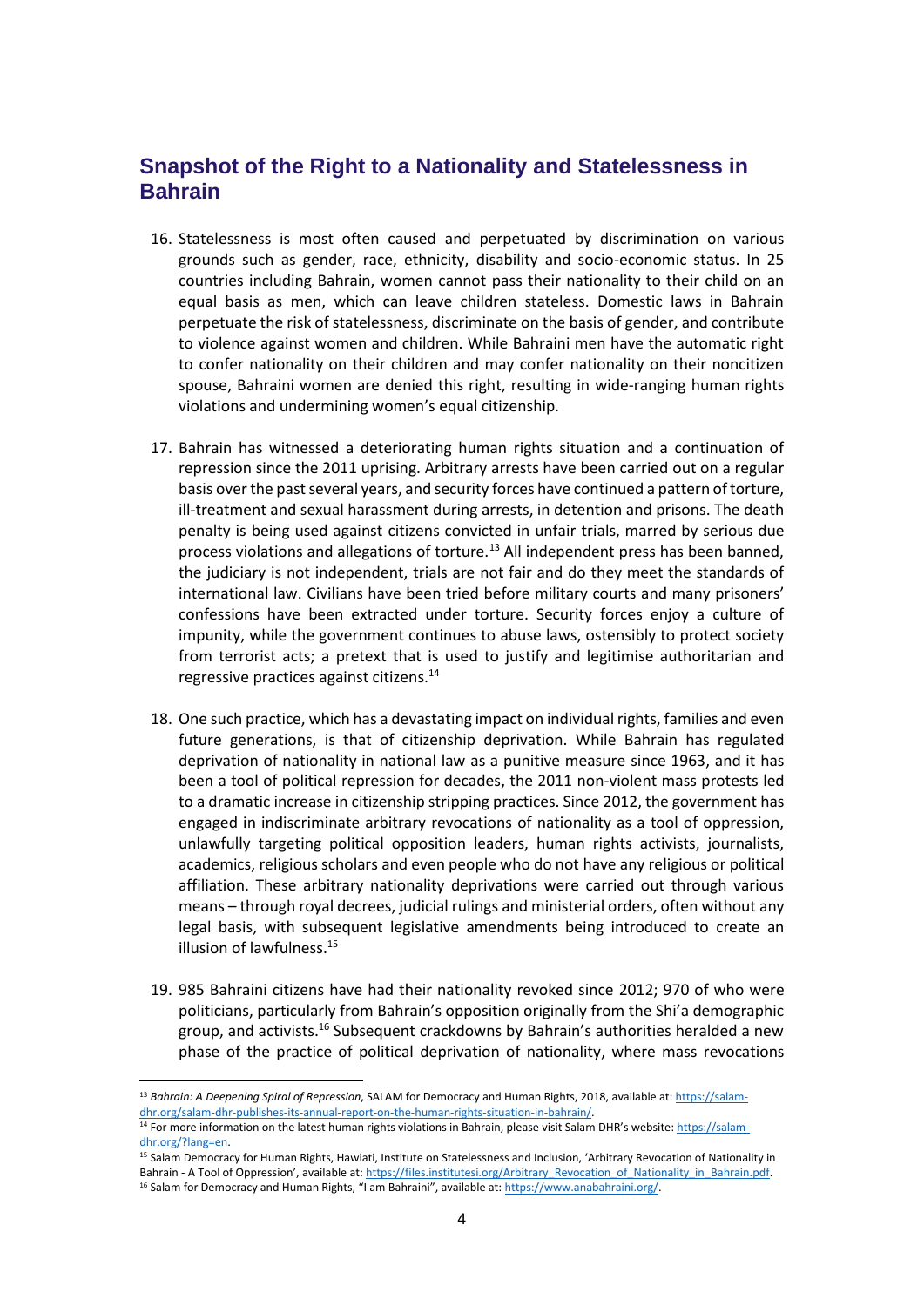## Snapshot of the Right to a Nationality and Statelessness in Bahrain

16. Statelessness is most often caused and perpetuated by discrimination on various grounds such as gender, race, ethnicity, disability and socio-economic status. In 25 countries including Bahrain, women cannot pass their nationality to their child on an equal basis as men, which can leave children stateless. Domestic laws in Bahrain perpetuate the risk of statelessness, discriminate on the basis of gender, and contribute to violence against women and children. While Bahraini men have the automatic right to confer nationality on their children and may confer nationality on their noncitizen spouse, Bahraini women are denied this right, resulting in wide-ranging human rights violations and undermining women's equal citizenship.

17. Bahrain has witnessed a deteriorating human rights situation and a continuation of repression since the 2011 uprising. Arbitrary arrests have been carried out on a regular basis over the past several years, and security forces have continued a pattern of torture, ill-treatment and sexual harassment during arrests, in detention and prisons. The death penalty is being used against citizens convicted in unfair trials, marred by serious due process violations and allegations of torture.[13] All independent press has been banned, the judiciary is not independent, trials are not fair and do they meet the standards of international law. Civilians have been tried before military courts and many prisoners' confessions have been extracted under torture. Security forces enjoy a culture of impunity, while the government continues to abuse laws, ostensibly to protect society from terrorist acts; a pretext that is used to justify and legitimise authoritarian and regressive practices against citizens.[14]

18. One such practice, which has a devastating impact on individual rights, families and even future generations, is that of citizenship deprivation. While Bahrain has regulated deprivation of nationality in national law as a punitive measure since 1963, and it has been a tool of political repression for decades, the 2011 non-violent mass protests led to a dramatic increase in citizenship stripping practices. Since 2012, the government has engaged in indiscriminate arbitrary revocations of nationality as a tool of oppression, unlawfully targeting political opposition leaders, human rights activists, journalists, academics, religious scholars and even people who do not have any religious or political affiliation. These arbitrary nationality deprivations were carried out through various means – through royal decrees, judicial rulings and ministerial orders, often without any legal basis, with subsequent legislative amendments being introduced to create an illusion of lawfulness.[15]

19. 985 Bahraini citizens have had their nationality revoked since 2012; 970 of who were politicians, particularly from Bahrain's opposition originally from the Shi'a demographic group, and activists.[16] Subsequent crackdowns by Bahrain's authorities heralded a new phase of the practice of political deprivation of nationality, where mass revocations

---

[13] *Bahrain: A Deepening Spiral of Repression*, SALAM for Democracy and Human Rights, 2018, available at: https://salam-dhr.org/salam-dhr-publishes-its-annual-report-on-the-human-rights-situation-in-bahrain/.

[14] For more information on the latest human rights violations in Bahrain, please visit Salam DHR's website: https://salam-dhr.org/?lang=en.

[15] Salam Democracy for Human Rights, Hawiati, Institute on Statelessness and Inclusion, 'Arbitrary Revocation of Nationality in Bahrain - A Tool of Oppression', available at: https://files.institutesi.org/Arbitrary_Revocation_of_Nationality_in_Bahrain.pdf.

[16] Salam for Democracy and Human Rights, "I am Bahraini", available at: https://www.anabahraini.org/.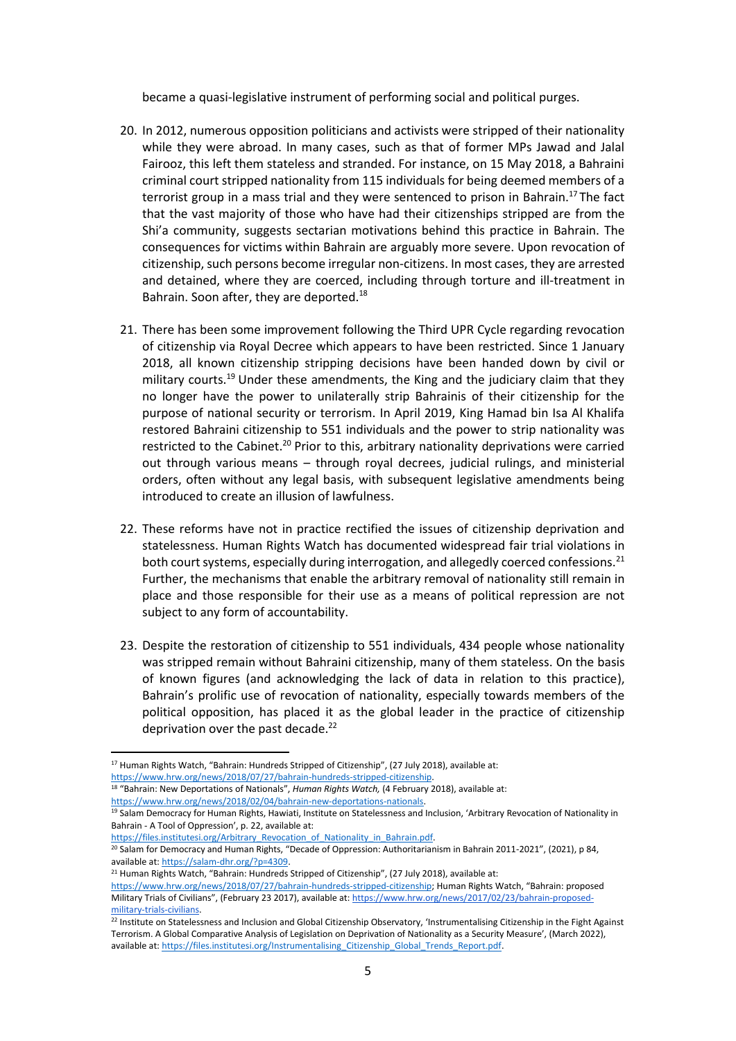became a quasi-legislative instrument of performing social and political purges.

20. In 2012, numerous opposition politicians and activists were stripped of their nationality while they were abroad. In many cases, such as that of former MPs Jawad and Jalal Fairooz, this left them stateless and stranded. For instance, on 15 May 2018, a Bahraini criminal court stripped nationality from 115 individuals for being deemed members of a terrorist group in a mass trial and they were sentenced to prison in Bahrain.[17] The fact that the vast majority of those who have had their citizenships stripped are from the Shi'a community, suggests sectarian motivations behind this practice in Bahrain. The consequences for victims within Bahrain are arguably more severe. Upon revocation of citizenship, such persons become irregular non-citizens. In most cases, they are arrested and detained, where they are coerced, including through torture and ill-treatment in Bahrain. Soon after, they are deported.[18]

21. There has been some improvement following the Third UPR Cycle regarding revocation of citizenship via Royal Decree which appears to have been restricted. Since 1 January 2018, all known citizenship stripping decisions have been handed down by civil or military courts.[19] Under these amendments, the King and the judiciary claim that they no longer have the power to unilaterally strip Bahrainis of their citizenship for the purpose of national security or terrorism. In April 2019, King Hamad bin Isa Al Khalifa restored Bahraini citizenship to 551 individuals and the power to strip nationality was restricted to the Cabinet.[20] Prior to this, arbitrary nationality deprivations were carried out through various means – through royal decrees, judicial rulings, and ministerial orders, often without any legal basis, with subsequent legislative amendments being introduced to create an illusion of lawfulness.

22. These reforms have not in practice rectified the issues of citizenship deprivation and statelessness. Human Rights Watch has documented widespread fair trial violations in both court systems, especially during interrogation, and allegedly coerced confessions.[21] Further, the mechanisms that enable the arbitrary removal of nationality still remain in place and those responsible for their use as a means of political repression are not subject to any form of accountability.

23. Despite the restoration of citizenship to 551 individuals, 434 people whose nationality was stripped remain without Bahraini citizenship, many of them stateless. On the basis of known figures (and acknowledging the lack of data in relation to this practice), Bahrain's prolific use of revocation of nationality, especially towards members of the political opposition, has placed it as the global leader in the practice of citizenship deprivation over the past decade.[22]

---

[17] Human Rights Watch, "Bahrain: Hundreds Stripped of Citizenship", (27 July 2018), available at: https://www.hrw.org/news/2018/07/27/bahrain-hundreds-stripped-citizenship.

[18] "Bahrain: New Deportations of Nationals", *Human Rights Watch,* (4 February 2018), available at: https://www.hrw.org/news/2018/02/04/bahrain-new-deportations-nationals.

[19] Salam Democracy for Human Rights, Hawiati, Institute on Statelessness and Inclusion, 'Arbitrary Revocation of Nationality in Bahrain - A Tool of Oppression', p. 22, available at: https://files.institutesi.org/Arbitrary_Revocation_of_Nationality_in_Bahrain.pdf.

[20] Salam for Democracy and Human Rights, "Decade of Oppression: Authoritarianism in Bahrain 2011-2021", (2021), p 84, available at: https://salam-dhr.org/?p=4309.

[21] Human Rights Watch, "Bahrain: Hundreds Stripped of Citizenship", (27 July 2018), available at: https://www.hrw.org/news/2018/07/27/bahrain-hundreds-stripped-citizenship; Human Rights Watch, "Bahrain: proposed Military Trials of Civilians", (February 23 2017), available at: https://www.hrw.org/news/2017/02/23/bahrain-proposed-military-trials-civilians.

[22] Institute on Statelessness and Inclusion and Global Citizenship Observatory, 'Instrumentalising Citizenship in the Fight Against Terrorism. A Global Comparative Analysis of Legislation on Deprivation of Nationality as a Security Measure', (March 2022), available at: https://files.institutesi.org/Instrumentalising_Citizenship_Global_Trends_Report.pdf.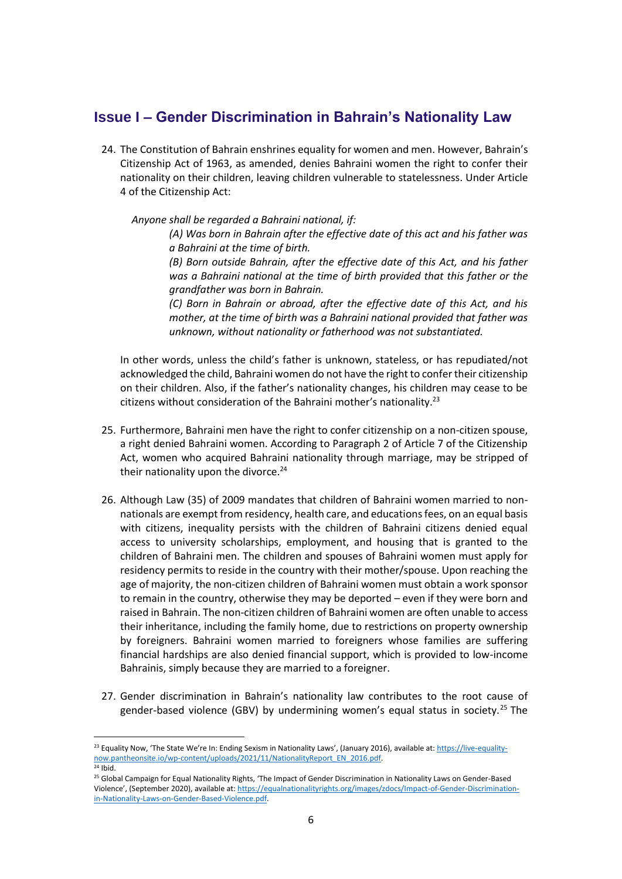## Issue I – Gender Discrimination in Bahrain's Nationality Law

24. The Constitution of Bahrain enshrines equality for women and men. However, Bahrain's Citizenship Act of 1963, as amended, denies Bahraini women the right to confer their nationality on their children, leaving children vulnerable to statelessness. Under Article 4 of the Citizenship Act:

    *Anyone shall be regarded a Bahraini national, if:*

    > *(A) Was born in Bahrain after the effective date of this act and his father was a Bahraini at the time of birth.*
    >
    > *(B) Born outside Bahrain, after the effective date of this Act, and his father was a Bahraini national at the time of birth provided that this father or the grandfather was born in Bahrain.*
    >
    > *(C) Born in Bahrain or abroad, after the effective date of this Act, and his mother, at the time of birth was a Bahraini national provided that father was unknown, without nationality or fatherhood was not substantiated.*

    In other words, unless the child's father is unknown, stateless, or has repudiated/not acknowledged the child, Bahraini women do not have the right to confer their citizenship on their children. Also, if the father's nationality changes, his children may cease to be citizens without consideration of the Bahraini mother's nationality.[23]

25. Furthermore, Bahraini men have the right to confer citizenship on a non-citizen spouse, a right denied Bahraini women. According to Paragraph 2 of Article 7 of the Citizenship Act, women who acquired Bahraini nationality through marriage, may be stripped of their nationality upon the divorce.[24]

26. Although Law (35) of 2009 mandates that children of Bahraini women married to non-nationals are exempt from residency, health care, and educations fees, on an equal basis with citizens, inequality persists with the children of Bahraini citizens denied equal access to university scholarships, employment, and housing that is granted to the children of Bahraini men. The children and spouses of Bahraini women must apply for residency permits to reside in the country with their mother/spouse. Upon reaching the age of majority, the non-citizen children of Bahraini women must obtain a work sponsor to remain in the country, otherwise they may be deported – even if they were born and raised in Bahrain. The non-citizen children of Bahraini women are often unable to access their inheritance, including the family home, due to restrictions on property ownership by foreigners. Bahraini women married to foreigners whose families are suffering financial hardships are also denied financial support, which is provided to low-income Bahrainis, simply because they are married to a foreigner.

27. Gender discrimination in Bahrain's nationality law contributes to the root cause of gender-based violence (GBV) by undermining women's equal status in society.[25] The

---

[23] Equality Now, 'The State We're In: Ending Sexism in Nationality Laws', (January 2016), available at: https://live-equality-now.pantheonsite.io/wp-content/uploads/2021/11/NationalityReport_EN_2016.pdf.

[24] Ibid.

[25] Global Campaign for Equal Nationality Rights, 'The Impact of Gender Discrimination in Nationality Laws on Gender-Based Violence', (September 2020), available at: https://equalnationalityrights.org/images/zdocs/Impact-of-Gender-Discrimination-in-Nationality-Laws-on-Gender-Based-Violence.pdf.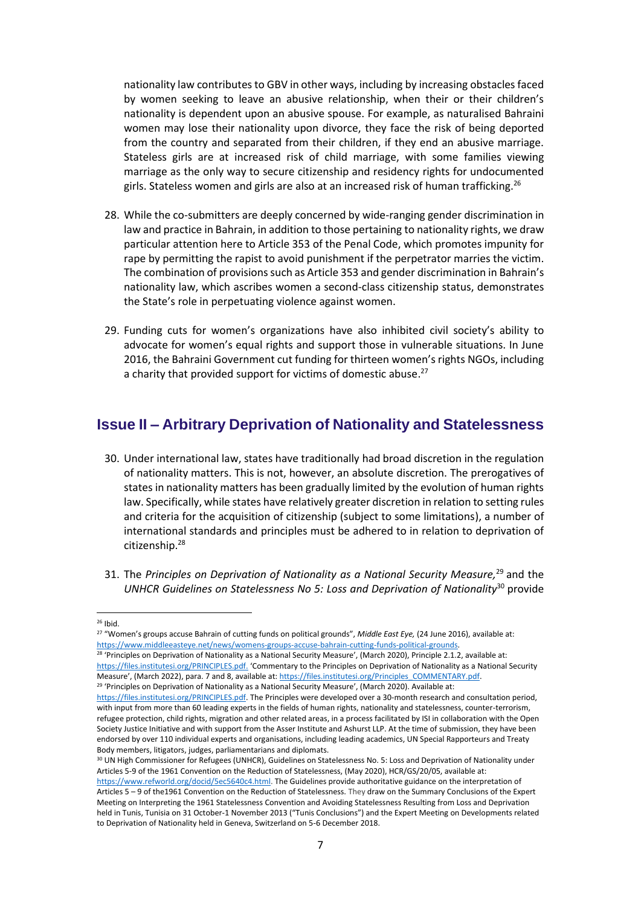nationality law contributes to GBV in other ways, including by increasing obstacles faced by women seeking to leave an abusive relationship, when their or their children's nationality is dependent upon an abusive spouse. For example, as naturalised Bahraini women may lose their nationality upon divorce, they face the risk of being deported from the country and separated from their children, if they end an abusive marriage. Stateless girls are at increased risk of child marriage, with some families viewing marriage as the only way to secure citizenship and residency rights for undocumented girls. Stateless women and girls are also at an increased risk of human trafficking.[26]

28. While the co-submitters are deeply concerned by wide-ranging gender discrimination in law and practice in Bahrain, in addition to those pertaining to nationality rights, we draw particular attention here to Article 353 of the Penal Code, which promotes impunity for rape by permitting the rapist to avoid punishment if the perpetrator marries the victim. The combination of provisions such as Article 353 and gender discrimination in Bahrain's nationality law, which ascribes women a second-class citizenship status, demonstrates the State's role in perpetuating violence against women.

29. Funding cuts for women's organizations have also inhibited civil society's ability to advocate for women's equal rights and support those in vulnerable situations. In June 2016, the Bahraini Government cut funding for thirteen women's rights NGOs, including a charity that provided support for victims of domestic abuse.[27]

## Issue II – Arbitrary Deprivation of Nationality and Statelessness

30. Under international law, states have traditionally had broad discretion in the regulation of nationality matters. This is not, however, an absolute discretion. The prerogatives of states in nationality matters has been gradually limited by the evolution of human rights law. Specifically, while states have relatively greater discretion in relation to setting rules and criteria for the acquisition of citizenship (subject to some limitations), a number of international standards and principles must be adhered to in relation to deprivation of citizenship.[28]

31. The *Principles on Deprivation of Nationality as a National Security Measure,*[29] and the *UNHCR Guidelines on Statelessness No 5: Loss and Deprivation of Nationality*[30] provide

---

[26] Ibid.

[27] "Women's groups accuse Bahrain of cutting funds on political grounds", *Middle East Eye,* (24 June 2016), available at: https://www.middleeasteye.net/news/womens-groups-accuse-bahrain-cutting-funds-political-grounds.

[28] 'Principles on Deprivation of Nationality as a National Security Measure', (March 2020), Principle 2.1.2, available at: https://files.institutesi.org/PRINCIPLES.pdf. 'Commentary to the Principles on Deprivation of Nationality as a National Security Measure', (March 2022), para. 7 and 8, available at: https://files.institutesi.org/Principles_COMMENTARY.pdf.

[29] 'Principles on Deprivation of Nationality as a National Security Measure', (March 2020). Available at: https://files.institutesi.org/PRINCIPLES.pdf. The Principles were developed over a 30-month research and consultation period, with input from more than 60 leading experts in the fields of human rights, nationality and statelessness, counter-terrorism, refugee protection, child rights, migration and other related areas, in a process facilitated by ISI in collaboration with the Open Society Justice Initiative and with support from the Asser Institute and Ashurst LLP. At the time of submission, they have been endorsed by over 110 individual experts and organisations, including leading academics, UN Special Rapporteurs and Treaty Body members, litigators, judges, parliamentarians and diplomats.

[30] UN High Commissioner for Refugees (UNHCR), Guidelines on Statelessness No. 5: Loss and Deprivation of Nationality under Articles 5-9 of the 1961 Convention on the Reduction of Statelessness, (May 2020), HCR/GS/20/05, available at: https://www.refworld.org/docid/5ec5640c4.html. The Guidelines provide authoritative guidance on the interpretation of Articles 5 – 9 of the1961 Convention on the Reduction of Statelessness. They draw on the Summary Conclusions of the Expert Meeting on Interpreting the 1961 Statelessness Convention and Avoiding Statelessness Resulting from Loss and Deprivation held in Tunis, Tunisia on 31 October-1 November 2013 ("Tunis Conclusions") and the Expert Meeting on Developments related to Deprivation of Nationality held in Geneva, Switzerland on 5-6 December 2018.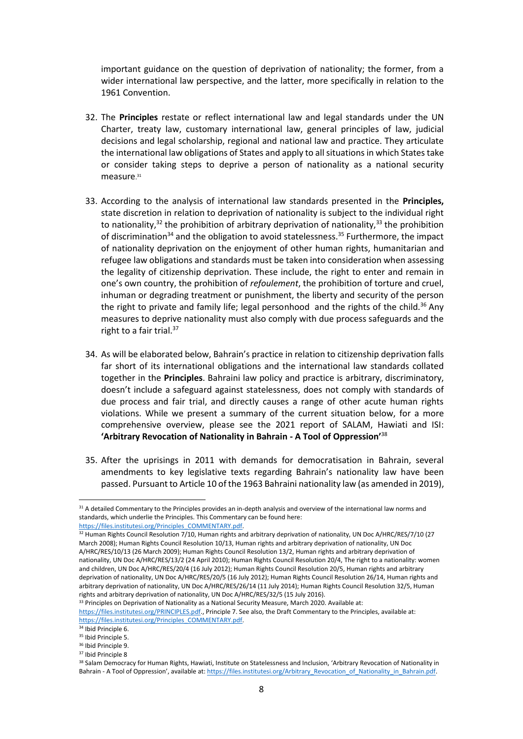important guidance on the question of deprivation of nationality; the former, from a wider international law perspective, and the latter, more specifically in relation to the 1961 Convention.

32. The **Principles** restate or reflect international law and legal standards under the UN Charter, treaty law, customary international law, general principles of law, judicial decisions and legal scholarship, regional and national law and practice. They articulate the international law obligations of States and apply to all situations in which States take or consider taking steps to deprive a person of nationality as a national security measure.[31]

33. According to the analysis of international law standards presented in the **Principles,** state discretion in relation to deprivation of nationality is subject to the individual right to nationality,[32] the prohibition of arbitrary deprivation of nationality,[33] the prohibition of discrimination[34] and the obligation to avoid statelessness.[35] Furthermore, the impact of nationality deprivation on the enjoyment of other human rights, humanitarian and refugee law obligations and standards must be taken into consideration when assessing the legality of citizenship deprivation. These include, the right to enter and remain in one's own country, the prohibition of *refoulement*, the prohibition of torture and cruel, inhuman or degrading treatment or punishment, the liberty and security of the person the right to private and family life; legal personhood and the rights of the child.[36] Any measures to deprive nationality must also comply with due process safeguards and the right to a fair trial.[37]

34. As will be elaborated below, Bahrain's practice in relation to citizenship deprivation falls far short of its international obligations and the international law standards collated together in the **Principles**. Bahraini law policy and practice is arbitrary, discriminatory, doesn't include a safeguard against statelessness, does not comply with standards of due process and fair trial, and directly causes a range of other acute human rights violations. While we present a summary of the current situation below, for a more comprehensive overview, please see the 2021 report of SALAM, Hawiati and ISI: **'Arbitrary Revocation of Nationality in Bahrain - A Tool of Oppression'**[38]

35. After the uprisings in 2011 with demands for democratisation in Bahrain, several amendments to key legislative texts regarding Bahrain's nationality law have been passed. Pursuant to Article 10 of the 1963 Bahraini nationality law (as amended in 2019),

---

[31] A detailed Commentary to the Principles provides an in-depth analysis and overview of the international law norms and standards, which underlie the Principles. This Commentary can be found here: https://files.institutesi.org/Principles_COMMENTARY.pdf.

[32] Human Rights Council Resolution 7/10, Human rights and arbitrary deprivation of nationality, UN Doc A/HRC/RES/7/10 (27 March 2008); Human Rights Council Resolution 10/13, Human rights and arbitrary deprivation of nationality, UN Doc A/HRC/RES/10/13 (26 March 2009); Human Rights Council Resolution 13/2, Human rights and arbitrary deprivation of nationality, UN Doc A/HRC/RES/13/2 (24 April 2010); Human Rights Council Resolution 20/4, The right to a nationality: women and children, UN Doc A/HRC/RES/20/4 (16 July 2012); Human Rights Council Resolution 20/5, Human rights and arbitrary deprivation of nationality, UN Doc A/HRC/RES/20/5 (16 July 2012); Human Rights Council Resolution 26/14, Human rights and arbitrary deprivation of nationality, UN Doc A/HRC/RES/26/14 (11 July 2014); Human Rights Council Resolution 32/5, Human rights and arbitrary deprivation of nationality, UN Doc A/HRC/RES/32/5 (15 July 2016).

[33] Principles on Deprivation of Nationality as a National Security Measure, March 2020. Available at: https://files.institutesi.org/PRINCIPLES.pdf., Principle 7. See also, the Draft Commentary to the Principles, available at: https://files.institutesi.org/Principles_COMMENTARY.pdf.

[34] Ibid Principle 6.

[35] Ibid Principle 5.

[36] Ibid Principle 9.

[37] Ibid Principle 8

[38] Salam Democracy for Human Rights, Hawiati, Institute on Statelessness and Inclusion, 'Arbitrary Revocation of Nationality in Bahrain - A Tool of Oppression', available at: https://files.institutesi.org/Arbitrary_Revocation_of_Nationality_in_Bahrain.pdf.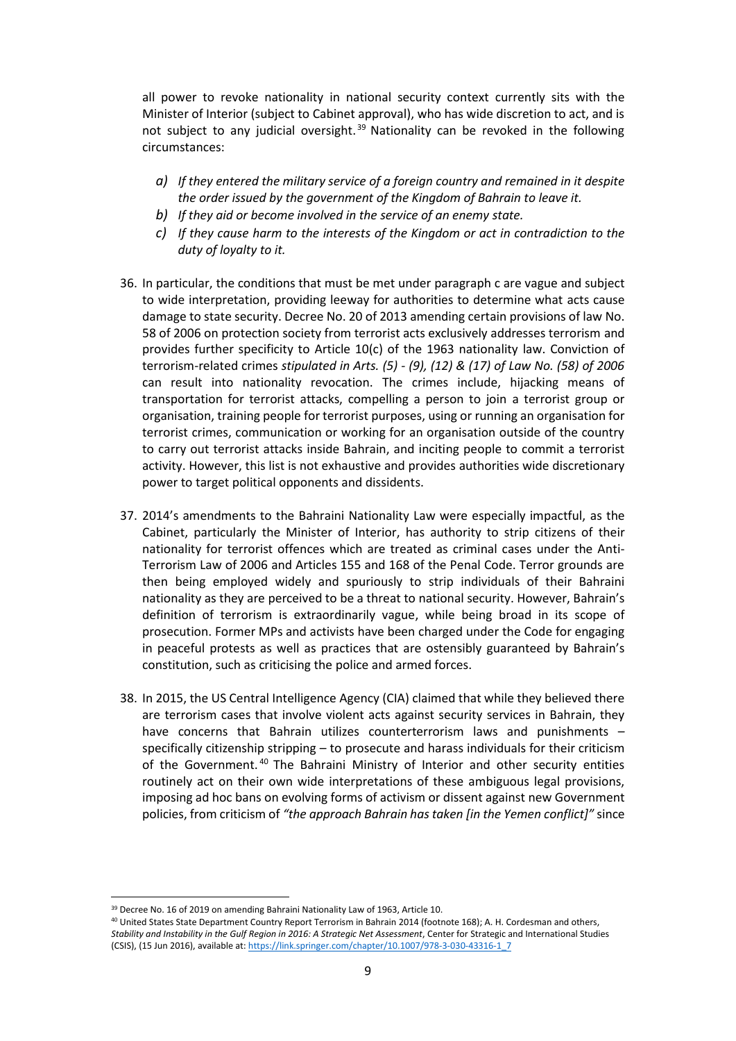all power to revoke nationality in national security context currently sits with the Minister of Interior (subject to Cabinet approval), who has wide discretion to act, and is not subject to any judicial oversight.[39] Nationality can be revoked in the following circumstances:

*a) If they entered the military service of a foreign country and remained in it despite the order issued by the government of the Kingdom of Bahrain to leave it.*

*b) If they aid or become involved in the service of an enemy state.*

*c) If they cause harm to the interests of the Kingdom or act in contradiction to the duty of loyalty to it.*

36. In particular, the conditions that must be met under paragraph c are vague and subject to wide interpretation, providing leeway for authorities to determine what acts cause damage to state security. Decree No. 20 of 2013 amending certain provisions of law No. 58 of 2006 on protection society from terrorist acts exclusively addresses terrorism and provides further specificity to Article 10(c) of the 1963 nationality law. Conviction of terrorism-related crimes *stipulated in Arts. (5) - (9), (12) & (17) of Law No. (58) of 2006* can result into nationality revocation. The crimes include, hijacking means of transportation for terrorist attacks, compelling a person to join a terrorist group or organisation, training people for terrorist purposes, using or running an organisation for terrorist crimes, communication or working for an organisation outside of the country to carry out terrorist attacks inside Bahrain, and inciting people to commit a terrorist activity. However, this list is not exhaustive and provides authorities wide discretionary power to target political opponents and dissidents.

37. 2014's amendments to the Bahraini Nationality Law were especially impactful, as the Cabinet, particularly the Minister of Interior, has authority to strip citizens of their nationality for terrorist offences which are treated as criminal cases under the Anti-Terrorism Law of 2006 and Articles 155 and 168 of the Penal Code. Terror grounds are then being employed widely and spuriously to strip individuals of their Bahraini nationality as they are perceived to be a threat to national security. However, Bahrain's definition of terrorism is extraordinarily vague, while being broad in its scope of prosecution. Former MPs and activists have been charged under the Code for engaging in peaceful protests as well as practices that are ostensibly guaranteed by Bahrain's constitution, such as criticising the police and armed forces.

38. In 2015, the US Central Intelligence Agency (CIA) claimed that while they believed there are terrorism cases that involve violent acts against security services in Bahrain, they have concerns that Bahrain utilizes counterterrorism laws and punishments – specifically citizenship stripping – to prosecute and harass individuals for their criticism of the Government.[40] The Bahraini Ministry of Interior and other security entities routinely act on their own wide interpretations of these ambiguous legal provisions, imposing ad hoc bans on evolving forms of activism or dissent against new Government policies, from criticism of *"the approach Bahrain has taken [in the Yemen conflict]"* since

---

[39] Decree No. 16 of 2019 on amending Bahraini Nationality Law of 1963, Article 10.

[40] United States State Department Country Report Terrorism in Bahrain 2014 (footnote 168); A. H. Cordesman and others, *Stability and Instability in the Gulf Region in 2016: A Strategic Net Assessment*, Center for Strategic and International Studies (CSIS), (15 Jun 2016), available at: https://link.springer.com/chapter/10.1007/978-3-030-43316-1_7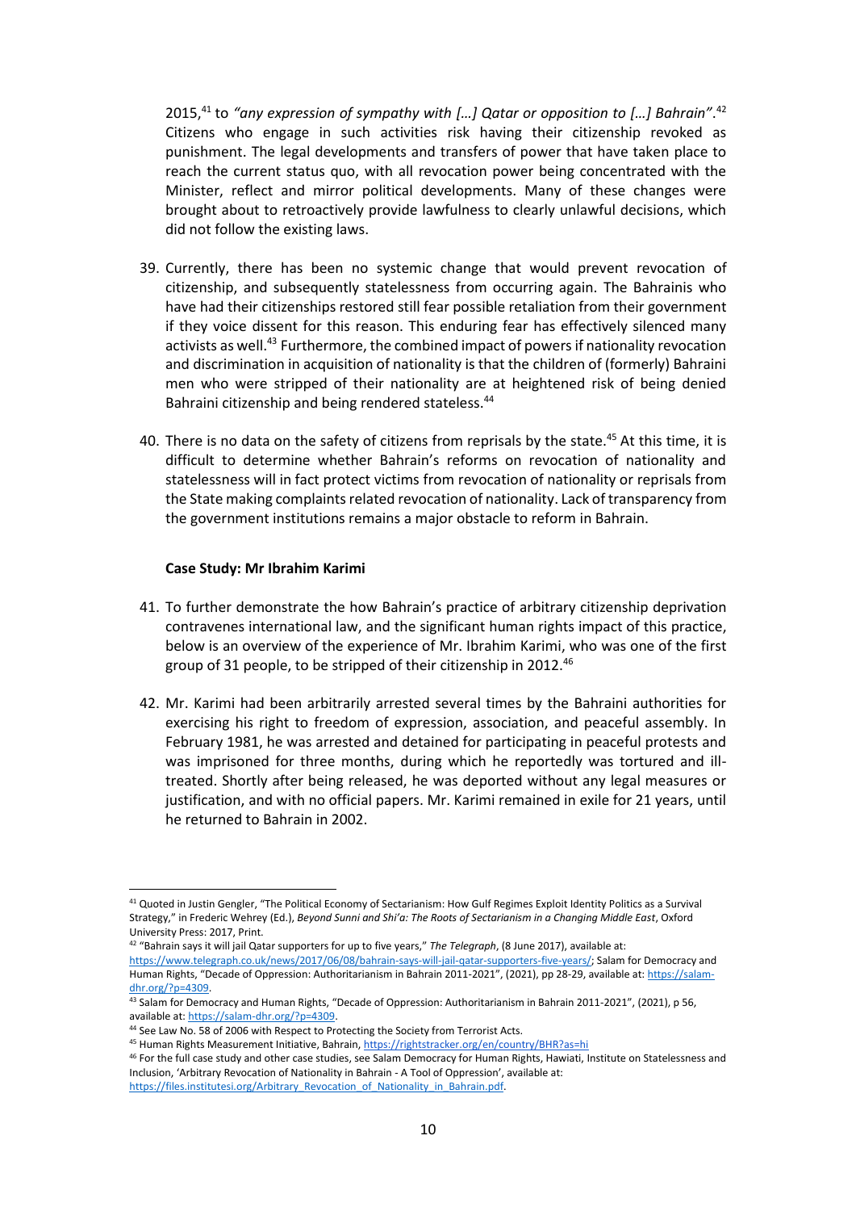2015,[41] to *"any expression of sympathy with […] Qatar or opposition to […] Bahrain"*.[42] Citizens who engage in such activities risk having their citizenship revoked as punishment. The legal developments and transfers of power that have taken place to reach the current status quo, with all revocation power being concentrated with the Minister, reflect and mirror political developments. Many of these changes were brought about to retroactively provide lawfulness to clearly unlawful decisions, which did not follow the existing laws.

39. Currently, there has been no systemic change that would prevent revocation of citizenship, and subsequently statelessness from occurring again. The Bahrainis who have had their citizenships restored still fear possible retaliation from their government if they voice dissent for this reason. This enduring fear has effectively silenced many activists as well.[43] Furthermore, the combined impact of powers if nationality revocation and discrimination in acquisition of nationality is that the children of (formerly) Bahraini men who were stripped of their nationality are at heightened risk of being denied Bahraini citizenship and being rendered stateless.[44]

40. There is no data on the safety of citizens from reprisals by the state.[45] At this time, it is difficult to determine whether Bahrain's reforms on revocation of nationality and statelessness will in fact protect victims from revocation of nationality or reprisals from the State making complaints related revocation of nationality. Lack of transparency from the government institutions remains a major obstacle to reform in Bahrain.

**Case Study: Mr Ibrahim Karimi**

41. To further demonstrate the how Bahrain's practice of arbitrary citizenship deprivation contravenes international law, and the significant human rights impact of this practice, below is an overview of the experience of Mr. Ibrahim Karimi, who was one of the first group of 31 people, to be stripped of their citizenship in 2012.[46]

42. Mr. Karimi had been arbitrarily arrested several times by the Bahraini authorities for exercising his right to freedom of expression, association, and peaceful assembly. In February 1981, he was arrested and detained for participating in peaceful protests and was imprisoned for three months, during which he reportedly was tortured and ill-treated. Shortly after being released, he was deported without any legal measures or justification, and with no official papers. Mr. Karimi remained in exile for 21 years, until he returned to Bahrain in 2002.

---

[41] Quoted in Justin Gengler, "The Political Economy of Sectarianism: How Gulf Regimes Exploit Identity Politics as a Survival Strategy," in Frederic Wehrey (Ed.), *Beyond Sunni and Shi'a: The Roots of Sectarianism in a Changing Middle East*, Oxford University Press: 2017, Print.

[42] "Bahrain says it will jail Qatar supporters for up to five years," *The Telegraph*, (8 June 2017), available at: https://www.telegraph.co.uk/news/2017/06/08/bahrain-says-will-jail-qatar-supporters-five-years/; Salam for Democracy and Human Rights, "Decade of Oppression: Authoritarianism in Bahrain 2011-2021", (2021), pp 28-29, available at: https://salam-dhr.org/?p=4309.

[43] Salam for Democracy and Human Rights, "Decade of Oppression: Authoritarianism in Bahrain 2011-2021", (2021), p 56, available at: https://salam-dhr.org/?p=4309.

[44] See Law No. 58 of 2006 with Respect to Protecting the Society from Terrorist Acts.

[45] Human Rights Measurement Initiative, Bahrain, https://rightstracker.org/en/country/BHR?as=hi

[46] For the full case study and other case studies, see Salam Democracy for Human Rights, Hawiati, Institute on Statelessness and Inclusion, 'Arbitrary Revocation of Nationality in Bahrain - A Tool of Oppression', available at: https://files.institutesi.org/Arbitrary_Revocation_of_Nationality_in_Bahrain.pdf.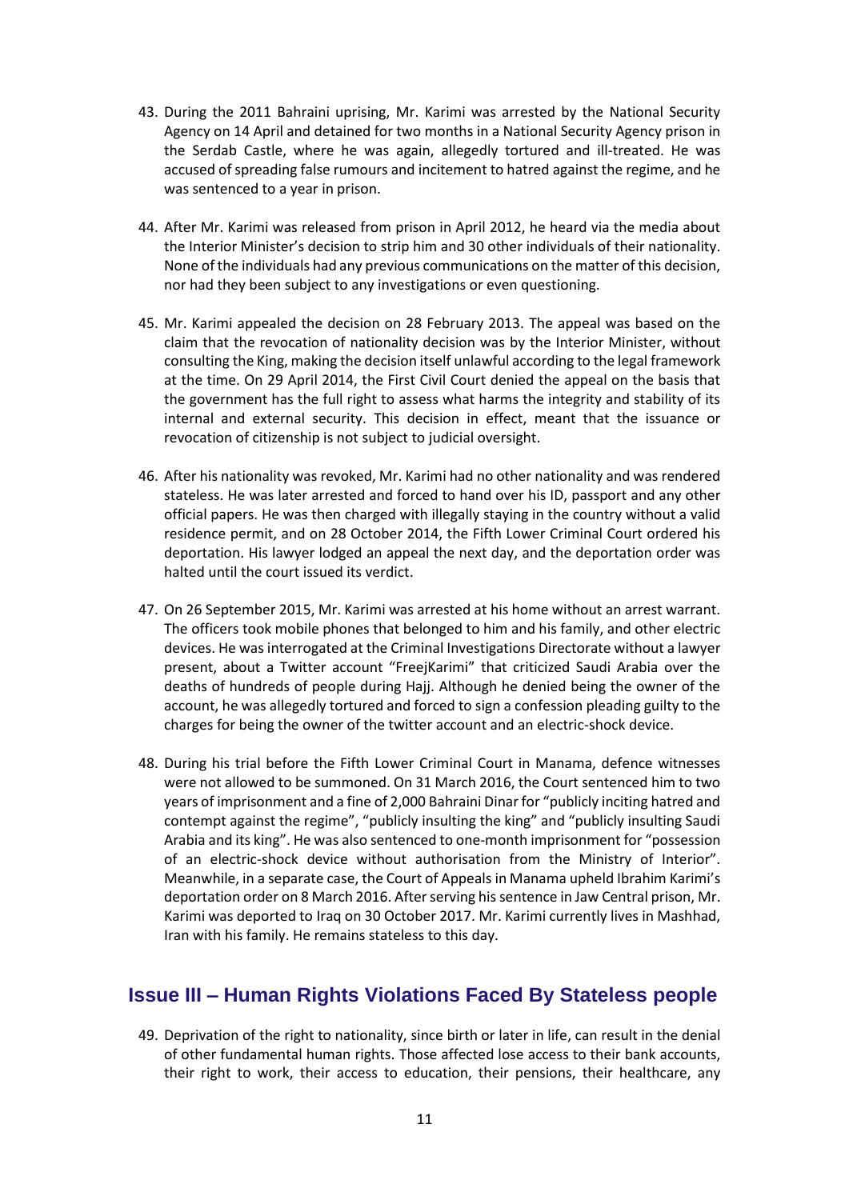43. During the 2011 Bahraini uprising, Mr. Karimi was arrested by the National Security Agency on 14 April and detained for two months in a National Security Agency prison in the Serdab Castle, where he was again, allegedly tortured and ill-treated. He was accused of spreading false rumours and incitement to hatred against the regime, and he was sentenced to a year in prison.

44. After Mr. Karimi was released from prison in April 2012, he heard via the media about the Interior Minister's decision to strip him and 30 other individuals of their nationality. None of the individuals had any previous communications on the matter of this decision, nor had they been subject to any investigations or even questioning.

45. Mr. Karimi appealed the decision on 28 February 2013. The appeal was based on the claim that the revocation of nationality decision was by the Interior Minister, without consulting the King, making the decision itself unlawful according to the legal framework at the time. On 29 April 2014, the First Civil Court denied the appeal on the basis that the government has the full right to assess what harms the integrity and stability of its internal and external security. This decision in effect, meant that the issuance or revocation of citizenship is not subject to judicial oversight.

46. After his nationality was revoked, Mr. Karimi had no other nationality and was rendered stateless. He was later arrested and forced to hand over his ID, passport and any other official papers. He was then charged with illegally staying in the country without a valid residence permit, and on 28 October 2014, the Fifth Lower Criminal Court ordered his deportation. His lawyer lodged an appeal the next day, and the deportation order was halted until the court issued its verdict.

47. On 26 September 2015, Mr. Karimi was arrested at his home without an arrest warrant. The officers took mobile phones that belonged to him and his family, and other electric devices. He was interrogated at the Criminal Investigations Directorate without a lawyer present, about a Twitter account "FreejKarimi" that criticized Saudi Arabia over the deaths of hundreds of people during Hajj. Although he denied being the owner of the account, he was allegedly tortured and forced to sign a confession pleading guilty to the charges for being the owner of the twitter account and an electric-shock device.

48. During his trial before the Fifth Lower Criminal Court in Manama, defence witnesses were not allowed to be summoned. On 31 March 2016, the Court sentenced him to two years of imprisonment and a fine of 2,000 Bahraini Dinar for "publicly inciting hatred and contempt against the regime", "publicly insulting the king" and "publicly insulting Saudi Arabia and its king". He was also sentenced to one-month imprisonment for "possession of an electric-shock device without authorisation from the Ministry of Interior". Meanwhile, in a separate case, the Court of Appeals in Manama upheld Ibrahim Karimi's deportation order on 8 March 2016. After serving his sentence in Jaw Central prison, Mr. Karimi was deported to Iraq on 30 October 2017. Mr. Karimi currently lives in Mashhad, Iran with his family. He remains stateless to this day.

## Issue III – Human Rights Violations Faced By Stateless people

49. Deprivation of the right to nationality, since birth or later in life, can result in the denial of other fundamental human rights. Those affected lose access to their bank accounts, their right to work, their access to education, their pensions, their healthcare, any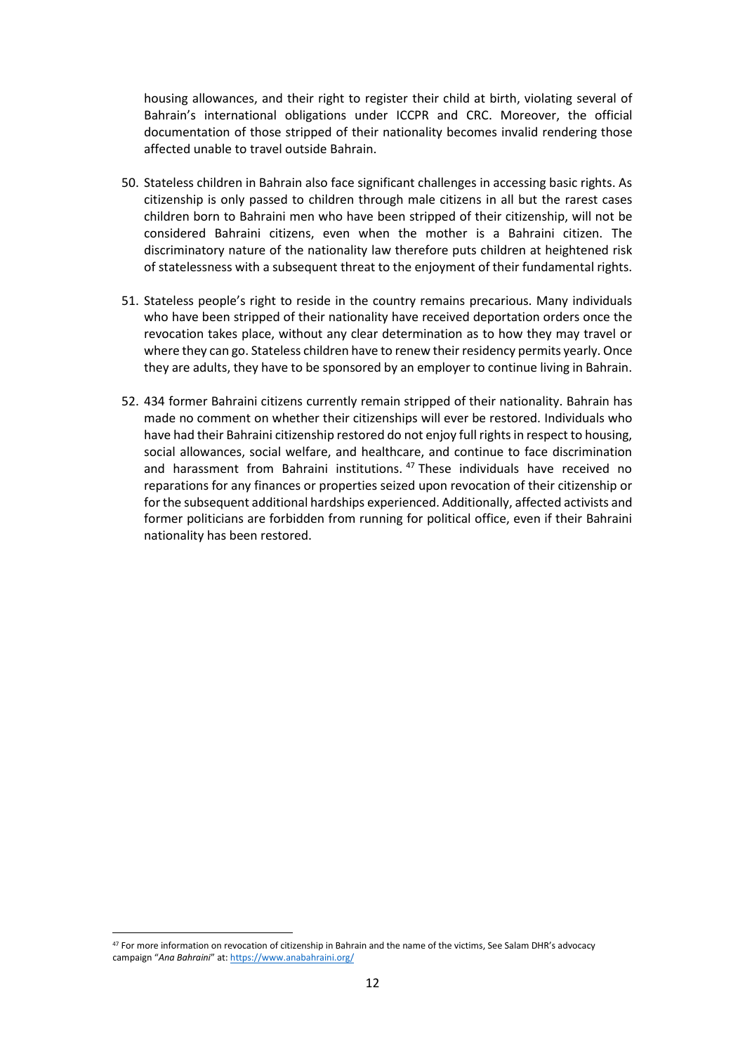housing allowances, and their right to register their child at birth, violating several of Bahrain's international obligations under ICCPR and CRC. Moreover, the official documentation of those stripped of their nationality becomes invalid rendering those affected unable to travel outside Bahrain.

50. Stateless children in Bahrain also face significant challenges in accessing basic rights. As citizenship is only passed to children through male citizens in all but the rarest cases children born to Bahraini men who have been stripped of their citizenship, will not be considered Bahraini citizens, even when the mother is a Bahraini citizen. The discriminatory nature of the nationality law therefore puts children at heightened risk of statelessness with a subsequent threat to the enjoyment of their fundamental rights.

51. Stateless people's right to reside in the country remains precarious. Many individuals who have been stripped of their nationality have received deportation orders once the revocation takes place, without any clear determination as to how they may travel or where they can go. Stateless children have to renew their residency permits yearly. Once they are adults, they have to be sponsored by an employer to continue living in Bahrain.

52. 434 former Bahraini citizens currently remain stripped of their nationality. Bahrain has made no comment on whether their citizenships will ever be restored. Individuals who have had their Bahraini citizenship restored do not enjoy full rights in respect to housing, social allowances, social welfare, and healthcare, and continue to face discrimination and harassment from Bahraini institutions.[47] These individuals have received no reparations for any finances or properties seized upon revocation of their citizenship or for the subsequent additional hardships experienced. Additionally, affected activists and former politicians are forbidden from running for political office, even if their Bahraini nationality has been restored.

---

[47] For more information on revocation of citizenship in Bahrain and the name of the victims, See Salam DHR's advocacy campaign "*Ana Bahraini*" at: https://www.anabahraini.org/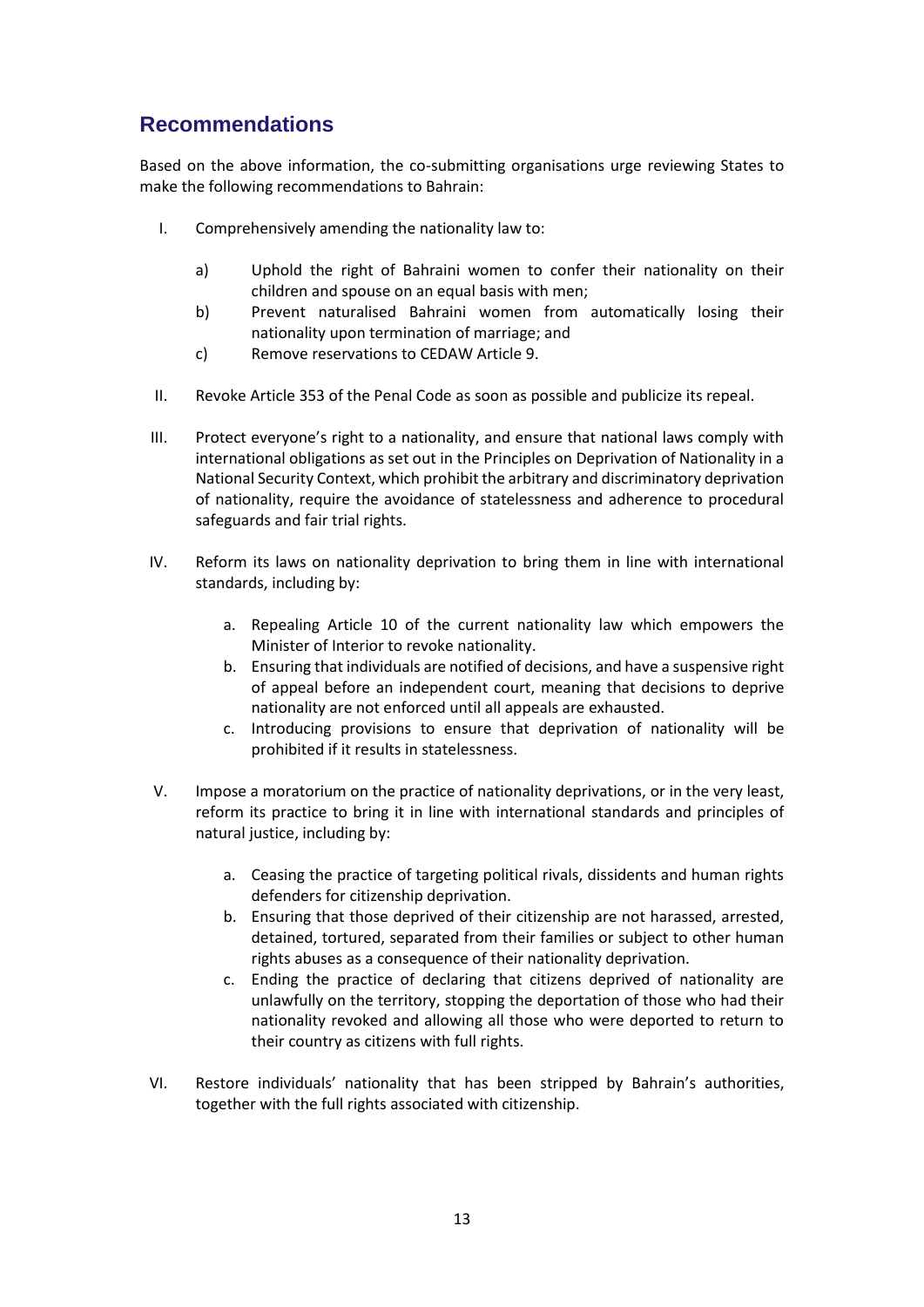## Recommendations

Based on the above information, the co-submitting organisations urge reviewing States to make the following recommendations to Bahrain:

I. Comprehensively amending the nationality law to:

   a) Uphold the right of Bahraini women to confer their nationality on their children and spouse on an equal basis with men;
   b) Prevent naturalised Bahraini women from automatically losing their nationality upon termination of marriage; and
   c) Remove reservations to CEDAW Article 9.

II. Revoke Article 353 of the Penal Code as soon as possible and publicize its repeal.

III. Protect everyone's right to a nationality, and ensure that national laws comply with international obligations as set out in the Principles on Deprivation of Nationality in a National Security Context, which prohibit the arbitrary and discriminatory deprivation of nationality, require the avoidance of statelessness and adherence to procedural safeguards and fair trial rights.

IV. Reform its laws on nationality deprivation to bring them in line with international standards, including by:

   a. Repealing Article 10 of the current nationality law which empowers the Minister of Interior to revoke nationality.
   b. Ensuring that individuals are notified of decisions, and have a suspensive right of appeal before an independent court, meaning that decisions to deprive nationality are not enforced until all appeals are exhausted.
   c. Introducing provisions to ensure that deprivation of nationality will be prohibited if it results in statelessness.

V. Impose a moratorium on the practice of nationality deprivations, or in the very least, reform its practice to bring it in line with international standards and principles of natural justice, including by:

   a. Ceasing the practice of targeting political rivals, dissidents and human rights defenders for citizenship deprivation.
   b. Ensuring that those deprived of their citizenship are not harassed, arrested, detained, tortured, separated from their families or subject to other human rights abuses as a consequence of their nationality deprivation.
   c. Ending the practice of declaring that citizens deprived of nationality are unlawfully on the territory, stopping the deportation of those who had their nationality revoked and allowing all those who were deported to return to their country as citizens with full rights.

VI. Restore individuals' nationality that has been stripped by Bahrain's authorities, together with the full rights associated with citizenship.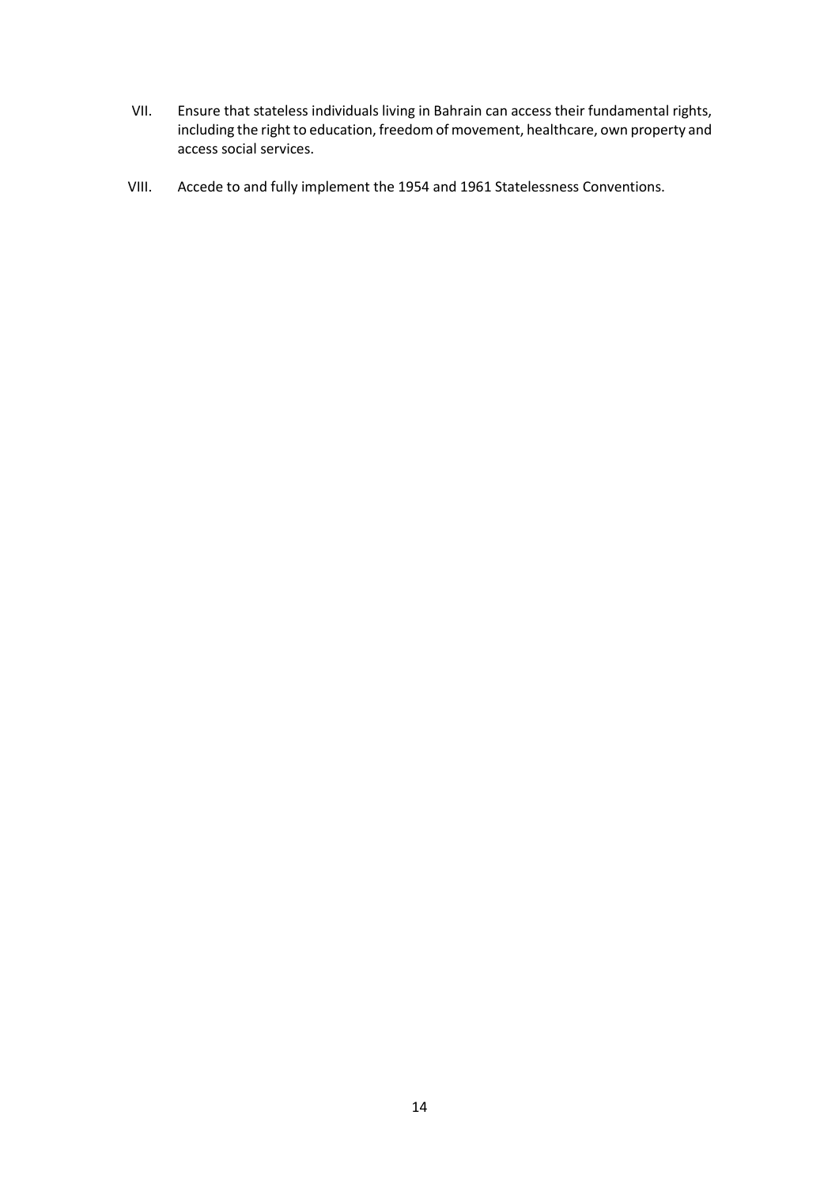VII. Ensure that stateless individuals living in Bahrain can access their fundamental rights, including the right to education, freedom of movement, healthcare, own property and access social services.

VIII. Accede to and fully implement the 1954 and 1961 Statelessness Conventions.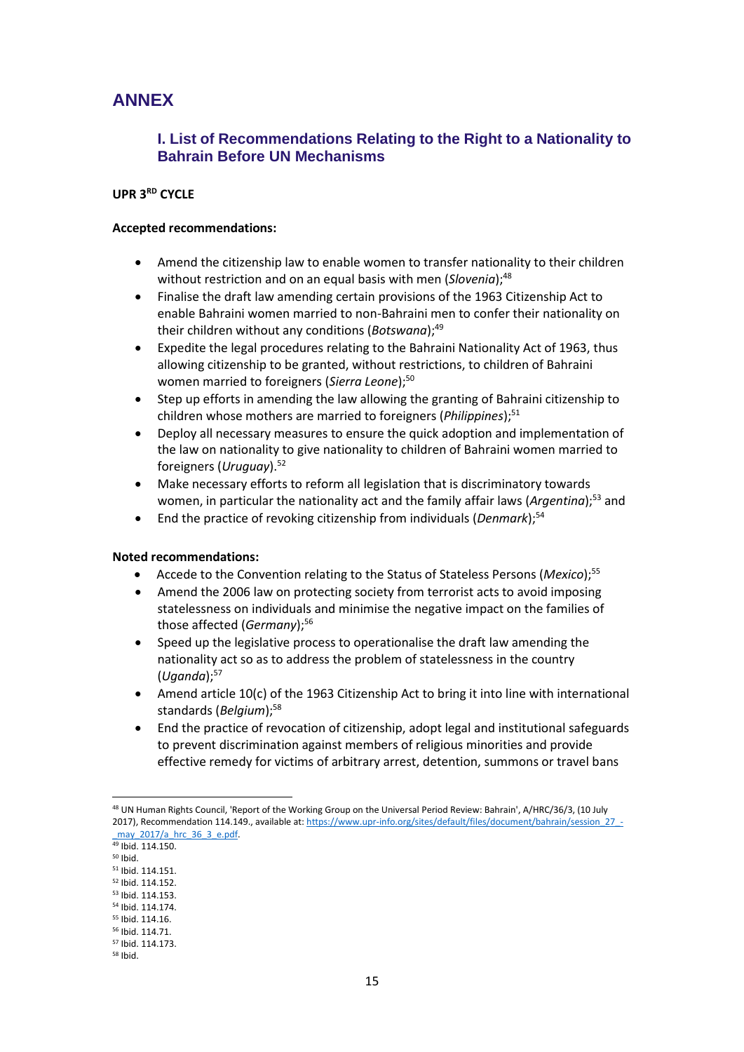# ANNEX

## I. List of Recommendations Relating to the Right to a Nationality to Bahrain Before UN Mechanisms

**UPR 3RD CYCLE**

**Accepted recommendations:**

- Amend the citizenship law to enable women to transfer nationality to their children without restriction and on an equal basis with men (*Slovenia*);[48]
- Finalise the draft law amending certain provisions of the 1963 Citizenship Act to enable Bahraini women married to non-Bahraini men to confer their nationality on their children without any conditions (*Botswana*);[49]
- Expedite the legal procedures relating to the Bahraini Nationality Act of 1963, thus allowing citizenship to be granted, without restrictions, to children of Bahraini women married to foreigners (*Sierra Leone*);[50]
- Step up efforts in amending the law allowing the granting of Bahraini citizenship to children whose mothers are married to foreigners (*Philippines*);[51]
- Deploy all necessary measures to ensure the quick adoption and implementation of the law on nationality to give nationality to children of Bahraini women married to foreigners (*Uruguay*).[52]
- Make necessary efforts to reform all legislation that is discriminatory towards women, in particular the nationality act and the family affair laws (*Argentina*);[53] and
- End the practice of revoking citizenship from individuals (*Denmark*);[54]

**Noted recommendations:**

- Accede to the Convention relating to the Status of Stateless Persons (*Mexico*);[55]
- Amend the 2006 law on protecting society from terrorist acts to avoid imposing statelessness on individuals and minimise the negative impact on the families of those affected (*Germany*);[56]
- Speed up the legislative process to operationalise the draft law amending the nationality act so as to address the problem of statelessness in the country (*Uganda*);[57]
- Amend article 10(c) of the 1963 Citizenship Act to bring it into line with international standards (*Belgium*);[58]
- End the practice of revocation of citizenship, adopt legal and institutional safeguards to prevent discrimination against members of religious minorities and provide effective remedy for victims of arbitrary arrest, detention, summons or travel bans

---

[48] UN Human Rights Council, 'Report of the Working Group on the Universal Period Review: Bahrain', A/HRC/36/3, (10 July 2017), Recommendation 114.149., available at: https://www.upr-info.org/sites/default/files/document/bahrain/session_27_-_may_2017/a_hrc_36_3_e.pdf.
[49] Ibid. 114.150.
[50] Ibid.
[51] Ibid. 114.151.
[52] Ibid. 114.152.
[53] Ibid. 114.153.
[54] Ibid. 114.174.
[55] Ibid. 114.16.
[56] Ibid. 114.71.
[57] Ibid. 114.173.
[58] Ibid.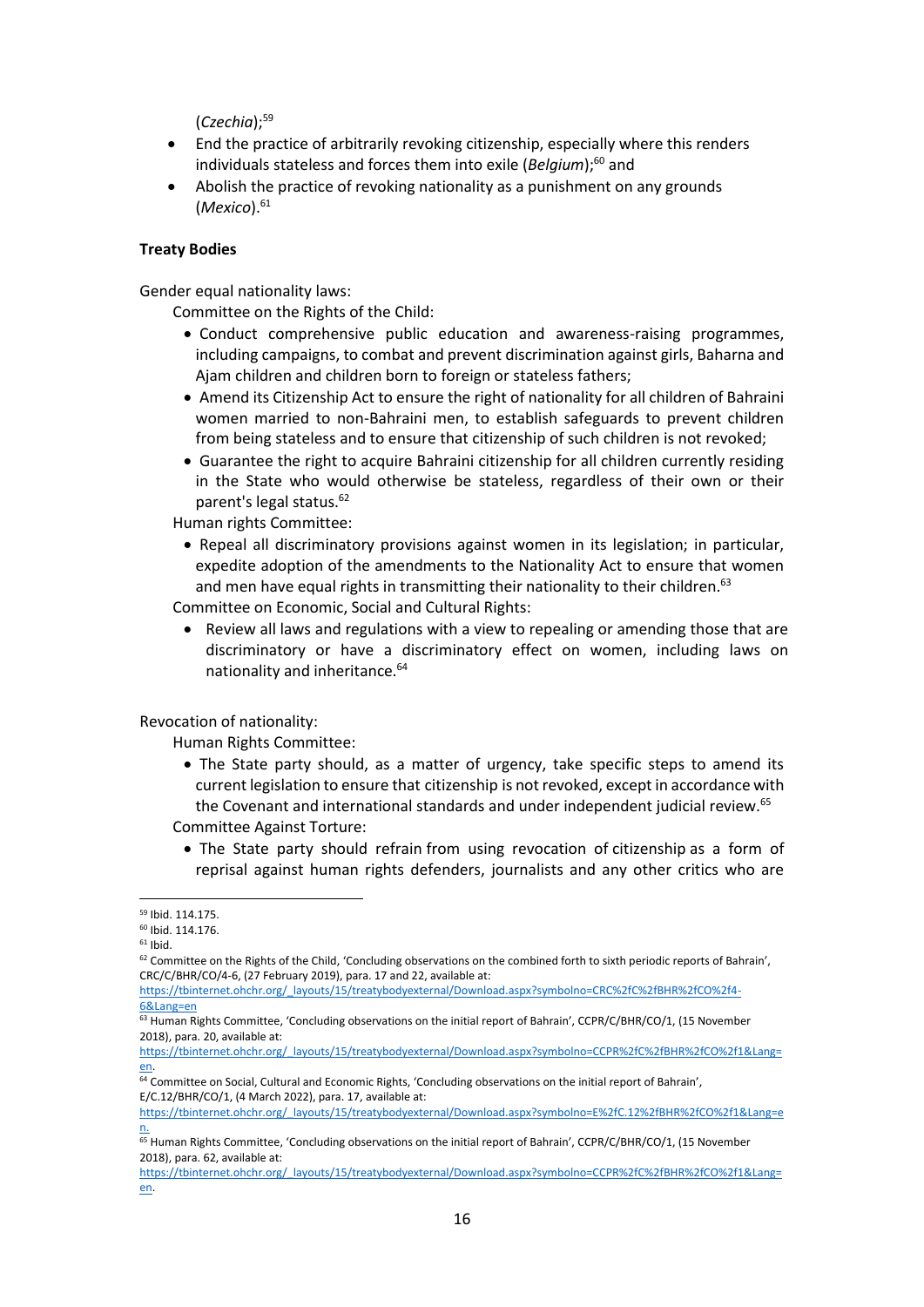(*Czechia*);[59]

- End the practice of arbitrarily revoking citizenship, especially where this renders individuals stateless and forces them into exile (*Belgium*);[60] and
- Abolish the practice of revoking nationality as a punishment on any grounds (*Mexico*).[61]

**Treaty Bodies**

Gender equal nationality laws:

Committee on the Rights of the Child:

- Conduct comprehensive public education and awareness-raising programmes, including campaigns, to combat and prevent discrimination against girls, Baharna and Ajam children and children born to foreign or stateless fathers;
- Amend its Citizenship Act to ensure the right of nationality for all children of Bahraini women married to non-Bahraini men, to establish safeguards to prevent children from being stateless and to ensure that citizenship of such children is not revoked;
- Guarantee the right to acquire Bahraini citizenship for all children currently residing in the State who would otherwise be stateless, regardless of their own or their parent's legal status.[62]

Human rights Committee:

- Repeal all discriminatory provisions against women in its legislation; in particular, expedite adoption of the amendments to the Nationality Act to ensure that women and men have equal rights in transmitting their nationality to their children.[63]

Committee on Economic, Social and Cultural Rights:

- Review all laws and regulations with a view to repealing or amending those that are discriminatory or have a discriminatory effect on women, including laws on nationality and inheritance.[64]

Revocation of nationality:

Human Rights Committee:

- The State party should, as a matter of urgency, take specific steps to amend its current legislation to ensure that citizenship is not revoked, except in accordance with the Covenant and international standards and under independent judicial review.[65]

Committee Against Torture:

- The State party should refrain from using revocation of citizenship as a form of reprisal against human rights defenders, journalists and any other critics who are

---

[59] Ibid. 114.175.

[60] Ibid. 114.176.

[61] Ibid.

[62] Committee on the Rights of the Child, 'Concluding observations on the combined forth to sixth periodic reports of Bahrain', CRC/C/BHR/CO/4-6, (27 February 2019), para. 17 and 22, available at: https://tbinternet.ohchr.org/_layouts/15/treatybodyexternal/Download.aspx?symbolno=CRC%2fC%2fBHR%2fCO%2f4-6&Lang=en

[63] Human Rights Committee, 'Concluding observations on the initial report of Bahrain', CCPR/C/BHR/CO/1, (15 November 2018), para. 20, available at: https://tbinternet.ohchr.org/_layouts/15/treatybodyexternal/Download.aspx?symbolno=CCPR%2fC%2fBHR%2fCO%2f1&Lang=en.

[64] Committee on Social, Cultural and Economic Rights, 'Concluding observations on the initial report of Bahrain', E/C.12/BHR/CO/1, (4 March 2022), para. 17, available at: https://tbinternet.ohchr.org/_layouts/15/treatybodyexternal/Download.aspx?symbolno=E%2fC.12%2fBHR%2fCO%2f1&Lang=en.

[65] Human Rights Committee, 'Concluding observations on the initial report of Bahrain', CCPR/C/BHR/CO/1, (15 November 2018), para. 62, available at: https://tbinternet.ohchr.org/_layouts/15/treatybodyexternal/Download.aspx?symbolno=CCPR%2fC%2fBHR%2fCO%2f1&Lang=en.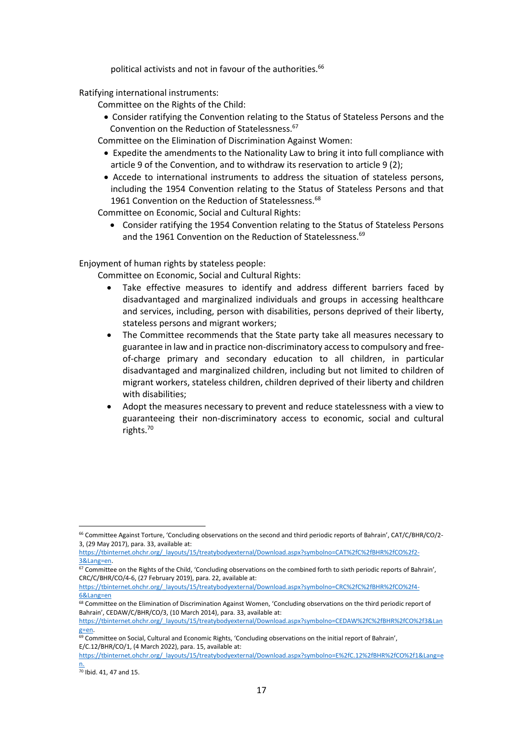political activists and not in favour of the authorities.[66]

Ratifying international instruments:

Committee on the Rights of the Child:

- Consider ratifying the Convention relating to the Status of Stateless Persons and the Convention on the Reduction of Statelessness.[67]

Committee on the Elimination of Discrimination Against Women:

- Expedite the amendments to the Nationality Law to bring it into full compliance with article 9 of the Convention, and to withdraw its reservation to article 9 (2);
- Accede to international instruments to address the situation of stateless persons, including the 1954 Convention relating to the Status of Stateless Persons and that 1961 Convention on the Reduction of Statelessness.[68]

Committee on Economic, Social and Cultural Rights:

- Consider ratifying the 1954 Convention relating to the Status of Stateless Persons and the 1961 Convention on the Reduction of Statelessness.[69]

Enjoyment of human rights by stateless people:

Committee on Economic, Social and Cultural Rights:

- Take effective measures to identify and address different barriers faced by disadvantaged and marginalized individuals and groups in accessing healthcare and services, including, person with disabilities, persons deprived of their liberty, stateless persons and migrant workers;
- The Committee recommends that the State party take all measures necessary to guarantee in law and in practice non-discriminatory access to compulsory and free-of-charge primary and secondary education to all children, in particular disadvantaged and marginalized children, including but not limited to children of migrant workers, stateless children, children deprived of their liberty and children with disabilities;
- Adopt the measures necessary to prevent and reduce statelessness with a view to guaranteeing their non-discriminatory access to economic, social and cultural rights.[70]

---

[66] Committee Against Torture, 'Concluding observations on the second and third periodic reports of Bahrain', CAT/C/BHR/CO/2-3, (29 May 2017), para. 33, available at: https://tbinternet.ohchr.org/_layouts/15/treatybodyexternal/Download.aspx?symbolno=CAT%2fC%2fBHR%2fCO%2f2-3&Lang=en.

[67] Committee on the Rights of the Child, 'Concluding observations on the combined forth to sixth periodic reports of Bahrain', CRC/C/BHR/CO/4-6, (27 February 2019), para. 22, available at: https://tbinternet.ohchr.org/_layouts/15/treatybodyexternal/Download.aspx?symbolno=CRC%2fC%2fBHR%2fCO%2f4-6&Lang=en

[68] Committee on the Elimination of Discrimination Against Women, 'Concluding observations on the third periodic report of Bahrain', CEDAW/C/BHR/CO/3, (10 March 2014), para. 33, available at: https://tbinternet.ohchr.org/_layouts/15/treatybodyexternal/Download.aspx?symbolno=CEDAW%2fC%2fBHR%2fCO%2f3&Lang=en.

[69] Committee on Social, Cultural and Economic Rights, 'Concluding observations on the initial report of Bahrain', E/C.12/BHR/CO/1, (4 March 2022), para. 15, available at: https://tbinternet.ohchr.org/_layouts/15/treatybodyexternal/Download.aspx?symbolno=E%2fC.12%2fBHR%2fCO%2f1&Lang=en.

[70] Ibid. 41, 47 and 15.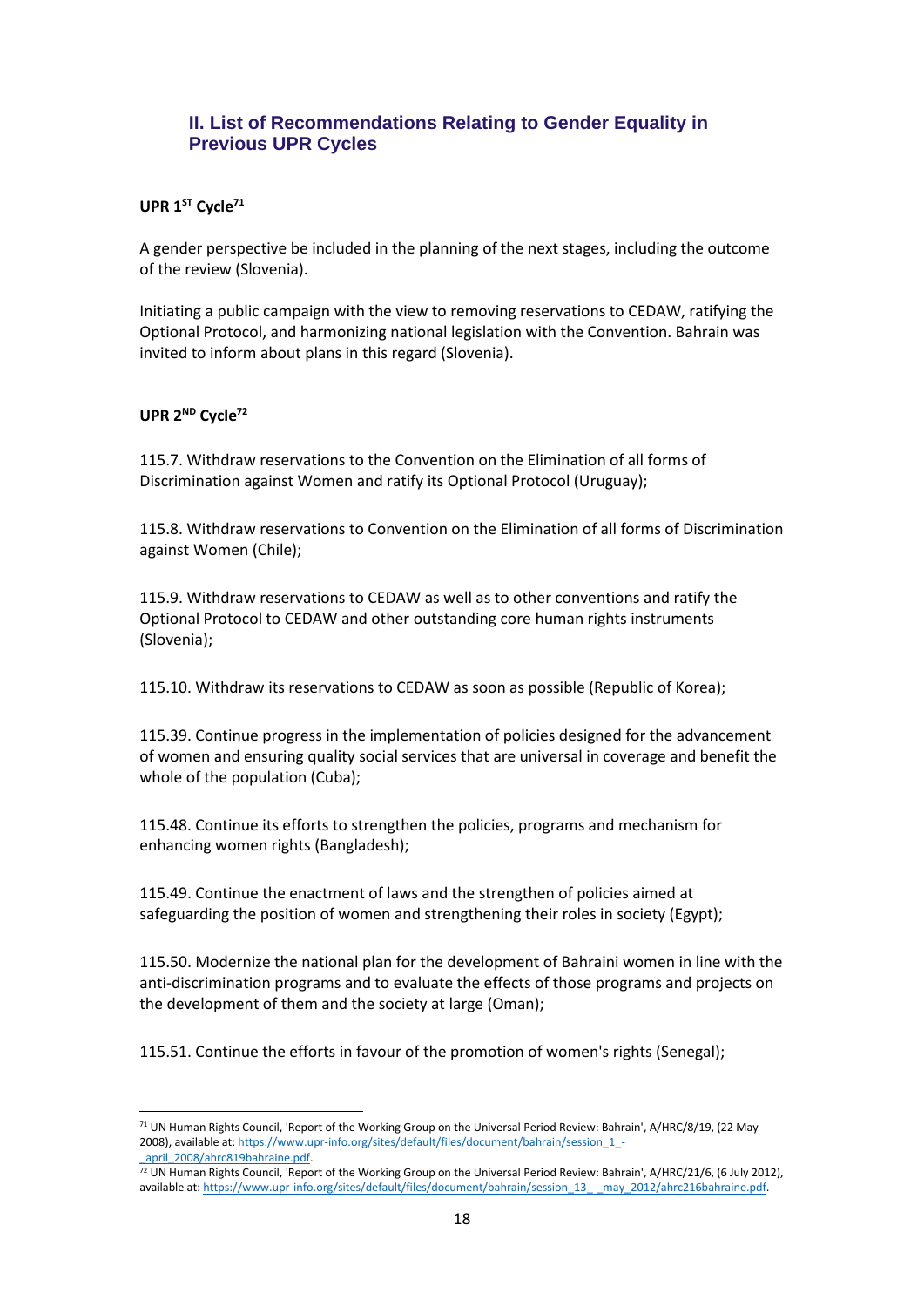## II. List of Recommendations Relating to Gender Equality in Previous UPR Cycles

**UPR 1ST Cycle**[71]

A gender perspective be included in the planning of the next stages, including the outcome of the review (Slovenia).

Initiating a public campaign with the view to removing reservations to CEDAW, ratifying the Optional Protocol, and harmonizing national legislation with the Convention. Bahrain was invited to inform about plans in this regard (Slovenia).

**UPR 2ND Cycle**[72]

115.7. Withdraw reservations to the Convention on the Elimination of all forms of Discrimination against Women and ratify its Optional Protocol (Uruguay);

115.8. Withdraw reservations to Convention on the Elimination of all forms of Discrimination against Women (Chile);

115.9. Withdraw reservations to CEDAW as well as to other conventions and ratify the Optional Protocol to CEDAW and other outstanding core human rights instruments (Slovenia);

115.10. Withdraw its reservations to CEDAW as soon as possible (Republic of Korea);

115.39. Continue progress in the implementation of policies designed for the advancement of women and ensuring quality social services that are universal in coverage and benefit the whole of the population (Cuba);

115.48. Continue its efforts to strengthen the policies, programs and mechanism for enhancing women rights (Bangladesh);

115.49. Continue the enactment of laws and the strengthen of policies aimed at safeguarding the position of women and strengthening their roles in society (Egypt);

115.50. Modernize the national plan for the development of Bahraini women in line with the anti-discrimination programs and to evaluate the effects of those programs and projects on the development of them and the society at large (Oman);

115.51. Continue the efforts in favour of the promotion of women's rights (Senegal);

---

[71] UN Human Rights Council, 'Report of the Working Group on the Universal Period Review: Bahrain', A/HRC/8/19, (22 May 2008), available at: https://www.upr-info.org/sites/default/files/document/bahrain/session_1_-_april_2008/ahrc819bahraine.pdf.

[72] UN Human Rights Council, 'Report of the Working Group on the Universal Period Review: Bahrain', A/HRC/21/6, (6 July 2012), available at: https://www.upr-info.org/sites/default/files/document/bahrain/session_13_-_may_2012/ahrc216bahraine.pdf.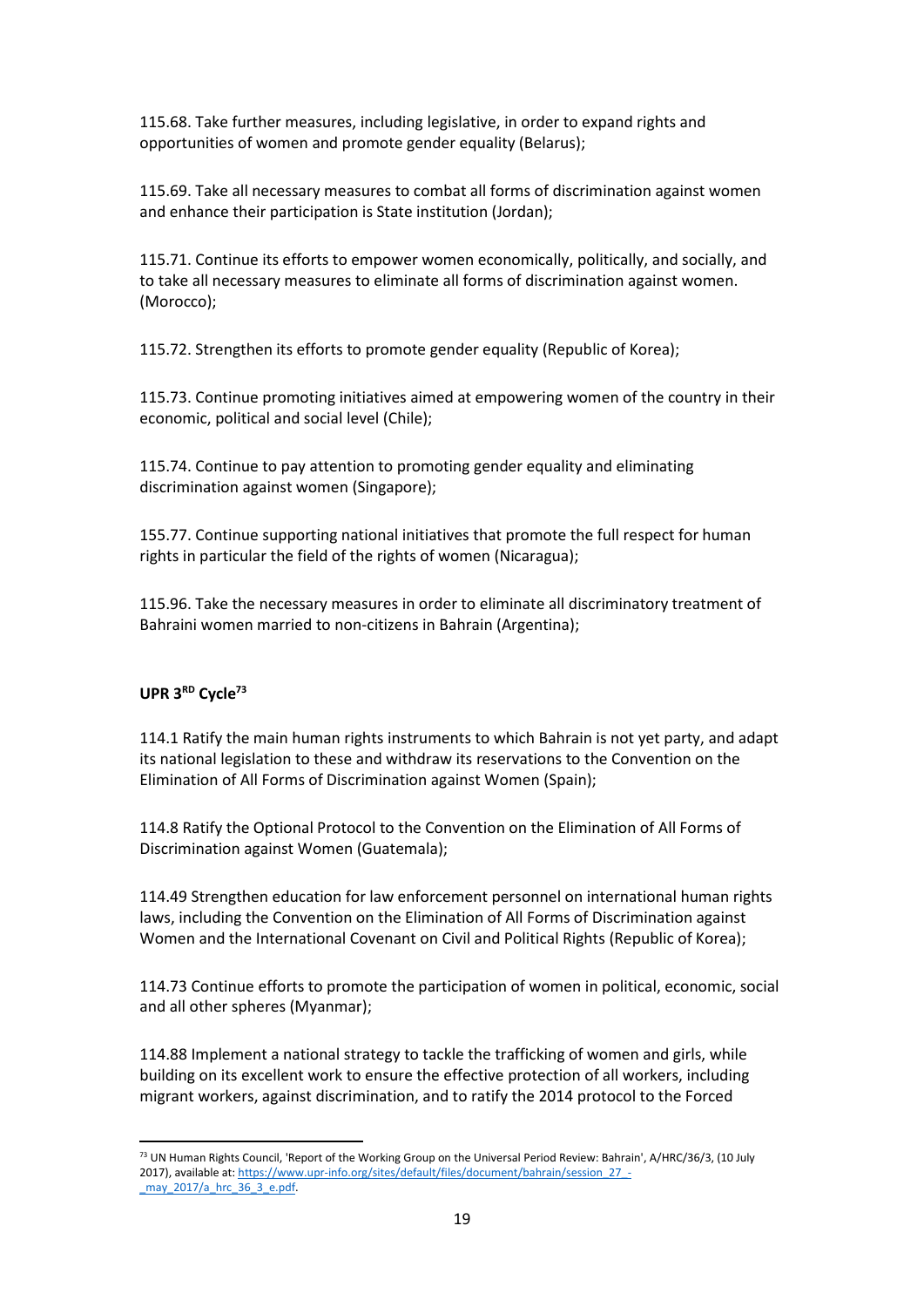115.68. Take further measures, including legislative, in order to expand rights and opportunities of women and promote gender equality (Belarus);

115.69. Take all necessary measures to combat all forms of discrimination against women and enhance their participation is State institution (Jordan);

115.71. Continue its efforts to empower women economically, politically, and socially, and to take all necessary measures to eliminate all forms of discrimination against women. (Morocco);

115.72. Strengthen its efforts to promote gender equality (Republic of Korea);

115.73. Continue promoting initiatives aimed at empowering women of the country in their economic, political and social level (Chile);

115.74. Continue to pay attention to promoting gender equality and eliminating discrimination against women (Singapore);

155.77. Continue supporting national initiatives that promote the full respect for human rights in particular the field of the rights of women (Nicaragua);

115.96. Take the necessary measures in order to eliminate all discriminatory treatment of Bahraini women married to non-citizens in Bahrain (Argentina);

**UPR 3RD Cycle[73]**

114.1 Ratify the main human rights instruments to which Bahrain is not yet party, and adapt its national legislation to these and withdraw its reservations to the Convention on the Elimination of All Forms of Discrimination against Women (Spain);

114.8 Ratify the Optional Protocol to the Convention on the Elimination of All Forms of Discrimination against Women (Guatemala);

114.49 Strengthen education for law enforcement personnel on international human rights laws, including the Convention on the Elimination of All Forms of Discrimination against Women and the International Covenant on Civil and Political Rights (Republic of Korea);

114.73 Continue efforts to promote the participation of women in political, economic, social and all other spheres (Myanmar);

114.88 Implement a national strategy to tackle the trafficking of women and girls, while building on its excellent work to ensure the effective protection of all workers, including migrant workers, against discrimination, and to ratify the 2014 protocol to the Forced

---

[73] UN Human Rights Council, 'Report of the Working Group on the Universal Period Review: Bahrain', A/HRC/36/3, (10 July 2017), available at: https://www.upr-info.org/sites/default/files/document/bahrain/session_27_-_may_2017/a_hrc_36_3_e.pdf.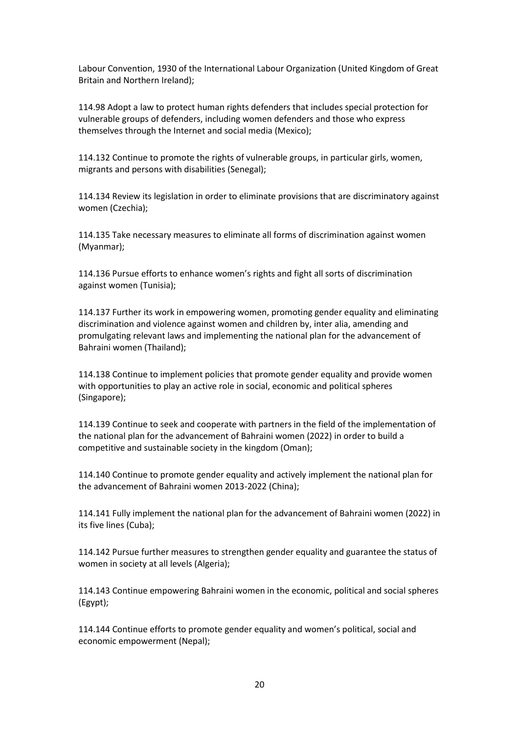Labour Convention, 1930 of the International Labour Organization (United Kingdom of Great Britain and Northern Ireland);

114.98 Adopt a law to protect human rights defenders that includes special protection for vulnerable groups of defenders, including women defenders and those who express themselves through the Internet and social media (Mexico);

114.132 Continue to promote the rights of vulnerable groups, in particular girls, women, migrants and persons with disabilities (Senegal);

114.134 Review its legislation in order to eliminate provisions that are discriminatory against women (Czechia);

114.135 Take necessary measures to eliminate all forms of discrimination against women (Myanmar);

114.136 Pursue efforts to enhance women's rights and fight all sorts of discrimination against women (Tunisia);

114.137 Further its work in empowering women, promoting gender equality and eliminating discrimination and violence against women and children by, inter alia, amending and promulgating relevant laws and implementing the national plan for the advancement of Bahraini women (Thailand);

114.138 Continue to implement policies that promote gender equality and provide women with opportunities to play an active role in social, economic and political spheres (Singapore);

114.139 Continue to seek and cooperate with partners in the field of the implementation of the national plan for the advancement of Bahraini women (2022) in order to build a competitive and sustainable society in the kingdom (Oman);

114.140 Continue to promote gender equality and actively implement the national plan for the advancement of Bahraini women 2013-2022 (China);

114.141 Fully implement the national plan for the advancement of Bahraini women (2022) in its five lines (Cuba);

114.142 Pursue further measures to strengthen gender equality and guarantee the status of women in society at all levels (Algeria);

114.143 Continue empowering Bahraini women in the economic, political and social spheres (Egypt);

114.144 Continue efforts to promote gender equality and women's political, social and economic empowerment (Nepal);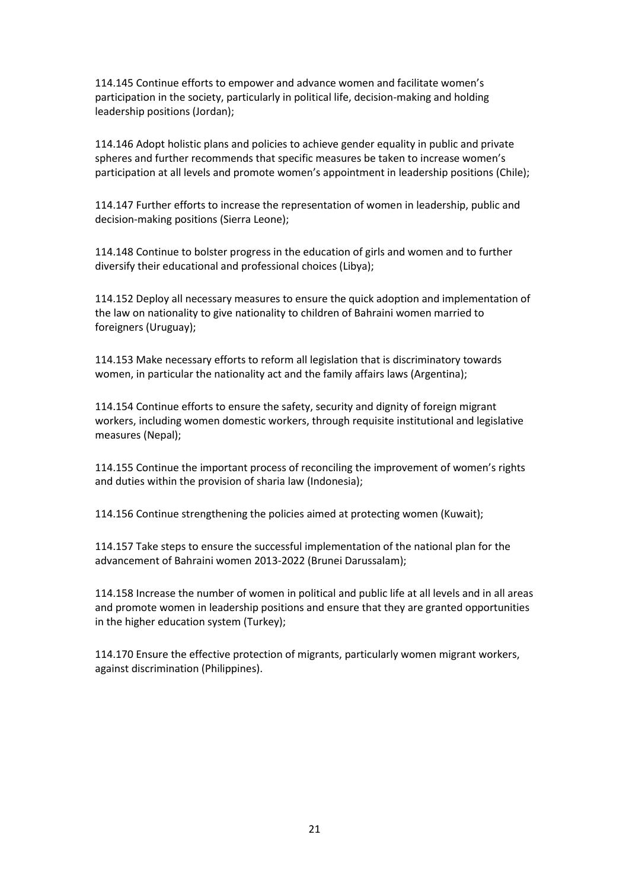114.145 Continue efforts to empower and advance women and facilitate women's participation in the society, particularly in political life, decision-making and holding leadership positions (Jordan);

114.146 Adopt holistic plans and policies to achieve gender equality in public and private spheres and further recommends that specific measures be taken to increase women's participation at all levels and promote women's appointment in leadership positions (Chile);

114.147 Further efforts to increase the representation of women in leadership, public and decision-making positions (Sierra Leone);

114.148 Continue to bolster progress in the education of girls and women and to further diversify their educational and professional choices (Libya);

114.152 Deploy all necessary measures to ensure the quick adoption and implementation of the law on nationality to give nationality to children of Bahraini women married to foreigners (Uruguay);

114.153 Make necessary efforts to reform all legislation that is discriminatory towards women, in particular the nationality act and the family affairs laws (Argentina);

114.154 Continue efforts to ensure the safety, security and dignity of foreign migrant workers, including women domestic workers, through requisite institutional and legislative measures (Nepal);

114.155 Continue the important process of reconciling the improvement of women's rights and duties within the provision of sharia law (Indonesia);

114.156 Continue strengthening the policies aimed at protecting women (Kuwait);

114.157 Take steps to ensure the successful implementation of the national plan for the advancement of Bahraini women 2013-2022 (Brunei Darussalam);

114.158 Increase the number of women in political and public life at all levels and in all areas and promote women in leadership positions and ensure that they are granted opportunities in the higher education system (Turkey);

114.170 Ensure the effective protection of migrants, particularly women migrant workers, against discrimination (Philippines).